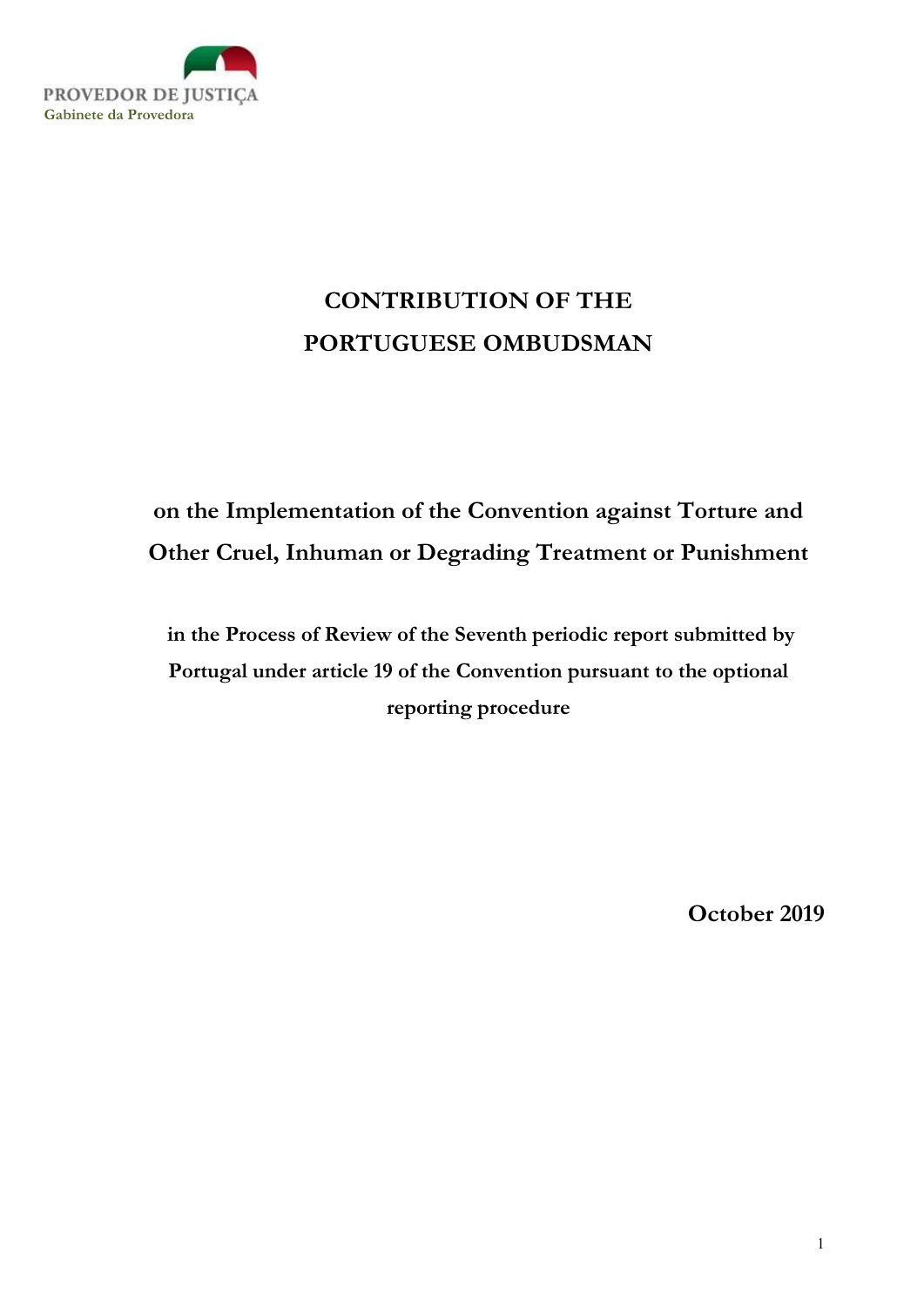PROVEDOR DE JUSTIÇA
Gabinete da Provedora

# CONTRIBUTION OF THE PORTUGUESE OMBUDSMAN

## on the Implementation of the Convention against Torture and Other Cruel, Inhuman or Degrading Treatment or Punishment

### in the Process of Review of the Seventh periodic report submitted by Portugal under article 19 of the Convention pursuant to the optional reporting procedure

**October 2019**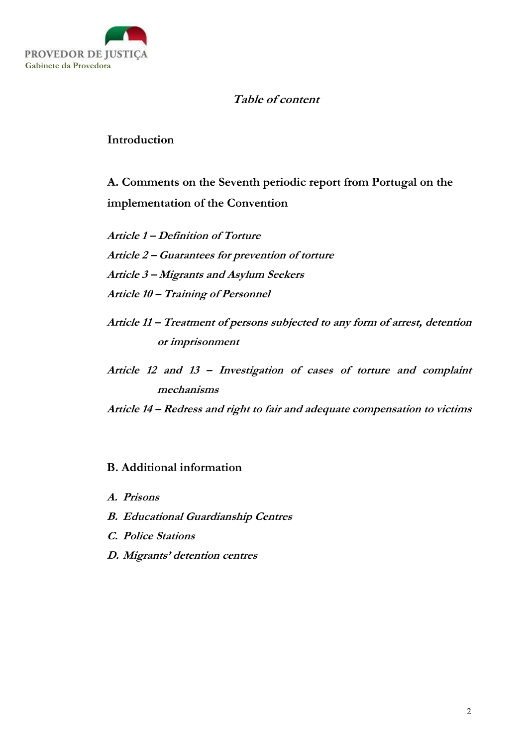## *Table of content*

**Introduction**

**A. Comments on the Seventh periodic report from Portugal on the implementation of the Convention**

***Article 1 – Definition of Torture***

***Article 2 – Guarantees for prevention of torture***

***Article 3 – Migrants and Asylum Seekers***

***Article 10 – Training of Personnel***

***Article 11 – Treatment of persons subjected to any form of arrest, detention or imprisonment***

***Article 12 and 13 – Investigation of cases of torture and complaint mechanisms***

***Article 14 – Redress and right to fair and adequate compensation to victims***

**B. Additional information**

***A. Prisons***

***B. Educational Guardianship Centres***

***C. Police Stations***

***D. Migrants' detention centres***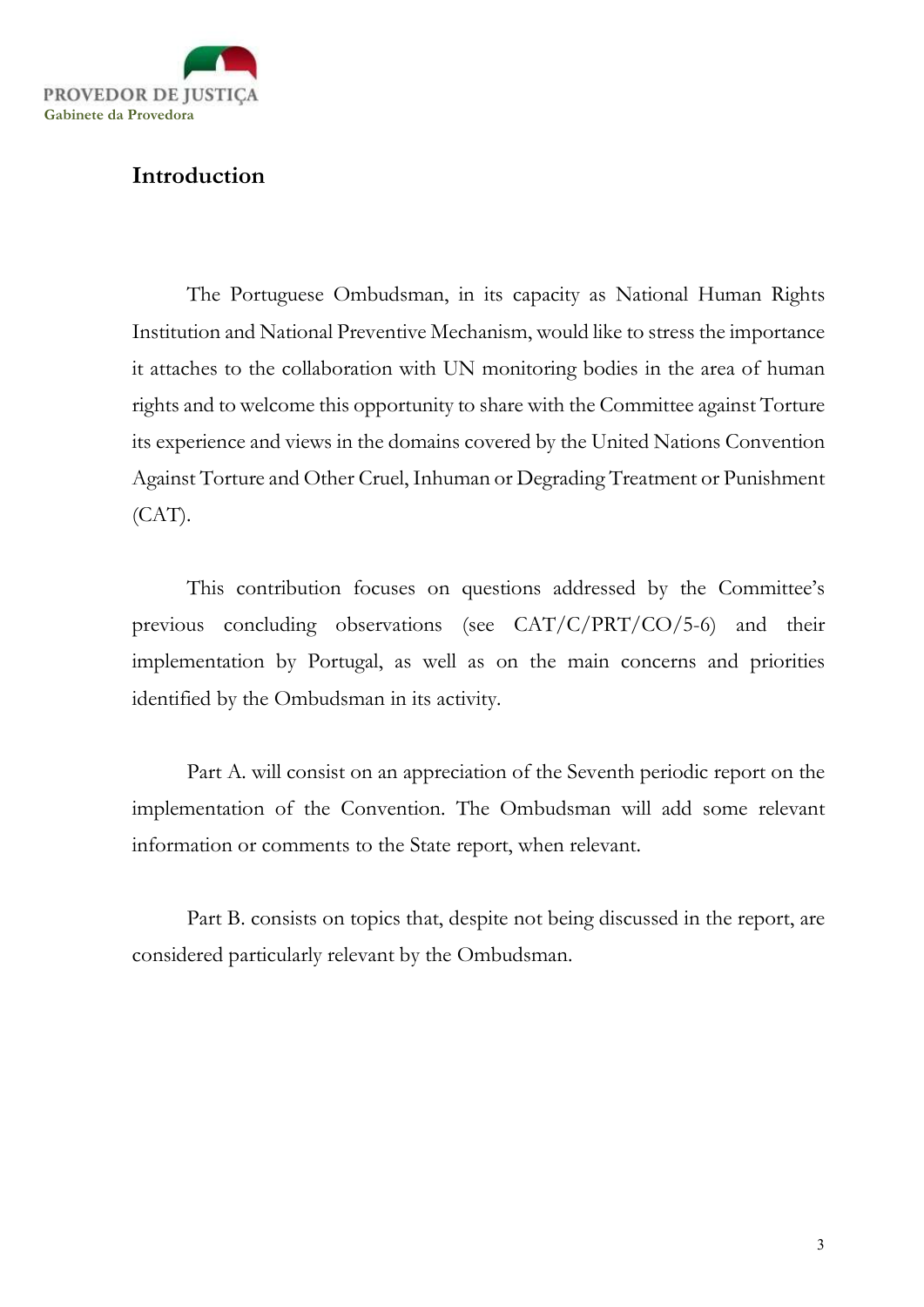## Introduction

The Portuguese Ombudsman, in its capacity as National Human Rights Institution and National Preventive Mechanism, would like to stress the importance it attaches to the collaboration with UN monitoring bodies in the area of human rights and to welcome this opportunity to share with the Committee against Torture its experience and views in the domains covered by the United Nations Convention Against Torture and Other Cruel, Inhuman or Degrading Treatment or Punishment (CAT).

This contribution focuses on questions addressed by the Committee's previous concluding observations (see CAT/C/PRT/CO/5-6) and their implementation by Portugal, as well as on the main concerns and priorities identified by the Ombudsman in its activity.

Part A. will consist on an appreciation of the Seventh periodic report on the implementation of the Convention. The Ombudsman will add some relevant information or comments to the State report, when relevant.

Part B. consists on topics that, despite not being discussed in the report, are considered particularly relevant by the Ombudsman.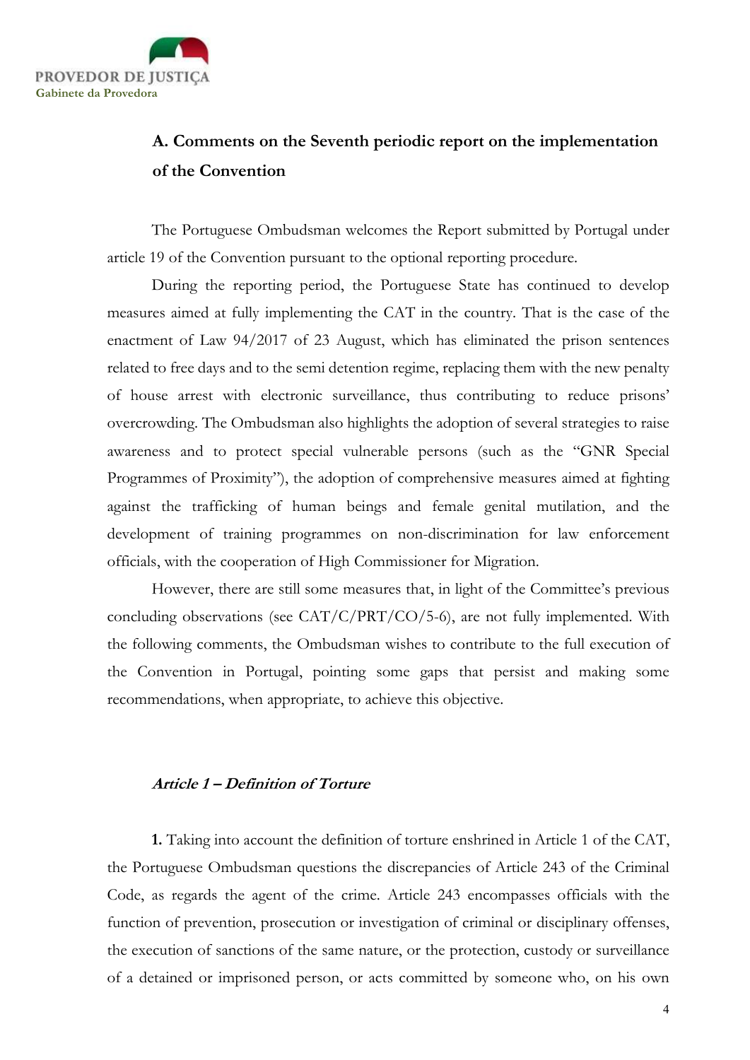## A. Comments on the Seventh periodic report on the implementation of the Convention

The Portuguese Ombudsman welcomes the Report submitted by Portugal under article 19 of the Convention pursuant to the optional reporting procedure.

During the reporting period, the Portuguese State has continued to develop measures aimed at fully implementing the CAT in the country. That is the case of the enactment of Law 94/2017 of 23 August, which has eliminated the prison sentences related to free days and to the semi detention regime, replacing them with the new penalty of house arrest with electronic surveillance, thus contributing to reduce prisons' overcrowding. The Ombudsman also highlights the adoption of several strategies to raise awareness and to protect special vulnerable persons (such as the "GNR Special Programmes of Proximity"), the adoption of comprehensive measures aimed at fighting against the trafficking of human beings and female genital mutilation, and the development of training programmes on non-discrimination for law enforcement officials, with the cooperation of High Commissioner for Migration.

However, there are still some measures that, in light of the Committee's previous concluding observations (see CAT/C/PRT/CO/5-6), are not fully implemented. With the following comments, the Ombudsman wishes to contribute to the full execution of the Convention in Portugal, pointing some gaps that persist and making some recommendations, when appropriate, to achieve this objective.

### *Article 1 – Definition of Torture*

**1.** Taking into account the definition of torture enshrined in Article 1 of the CAT, the Portuguese Ombudsman questions the discrepancies of Article 243 of the Criminal Code, as regards the agent of the crime. Article 243 encompasses officials with the function of prevention, prosecution or investigation of criminal or disciplinary offenses, the execution of sanctions of the same nature, or the protection, custody or surveillance of a detained or imprisoned person, or acts committed by someone who, on his own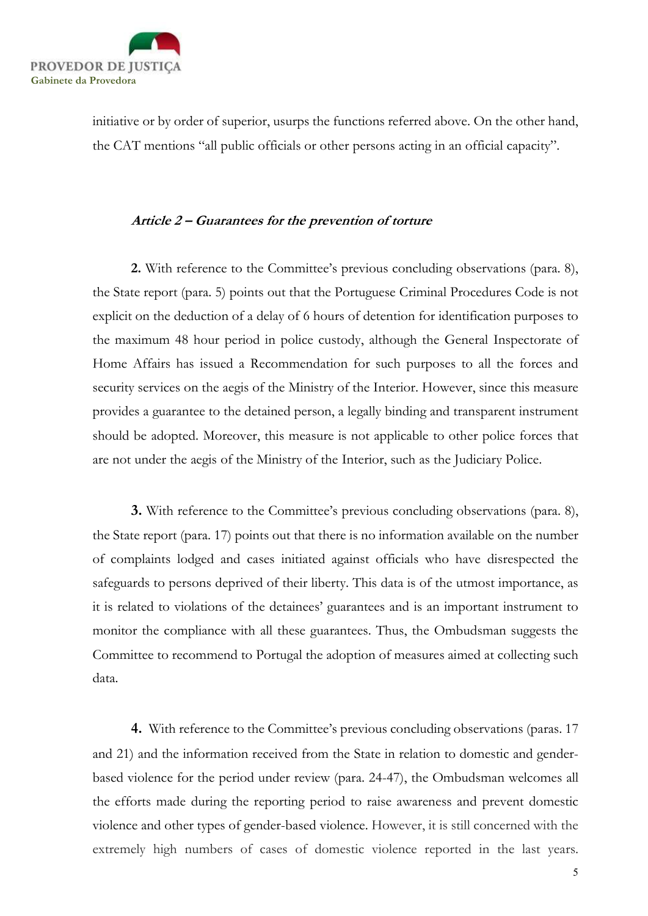initiative or by order of superior, usurps the functions referred above. On the other hand, the CAT mentions "all public officials or other persons acting in an official capacity".

### *Article 2 – Guarantees for the prevention of torture*

**2.** With reference to the Committee's previous concluding observations (para. 8), the State report (para. 5) points out that the Portuguese Criminal Procedures Code is not explicit on the deduction of a delay of 6 hours of detention for identification purposes to the maximum 48 hour period in police custody, although the General Inspectorate of Home Affairs has issued a Recommendation for such purposes to all the forces and security services on the aegis of the Ministry of the Interior. However, since this measure provides a guarantee to the detained person, a legally binding and transparent instrument should be adopted. Moreover, this measure is not applicable to other police forces that are not under the aegis of the Ministry of the Interior, such as the Judiciary Police.

**3.** With reference to the Committee's previous concluding observations (para. 8), the State report (para. 17) points out that there is no information available on the number of complaints lodged and cases initiated against officials who have disrespected the safeguards to persons deprived of their liberty. This data is of the utmost importance, as it is related to violations of the detainees' guarantees and is an important instrument to monitor the compliance with all these guarantees. Thus, the Ombudsman suggests the Committee to recommend to Portugal the adoption of measures aimed at collecting such data.

**4.** With reference to the Committee's previous concluding observations (paras. 17 and 21) and the information received from the State in relation to domestic and gender-based violence for the period under review (para. 24-47), the Ombudsman welcomes all the efforts made during the reporting period to raise awareness and prevent domestic violence and other types of gender-based violence. However, it is still concerned with the extremely high numbers of cases of domestic violence reported in the last years.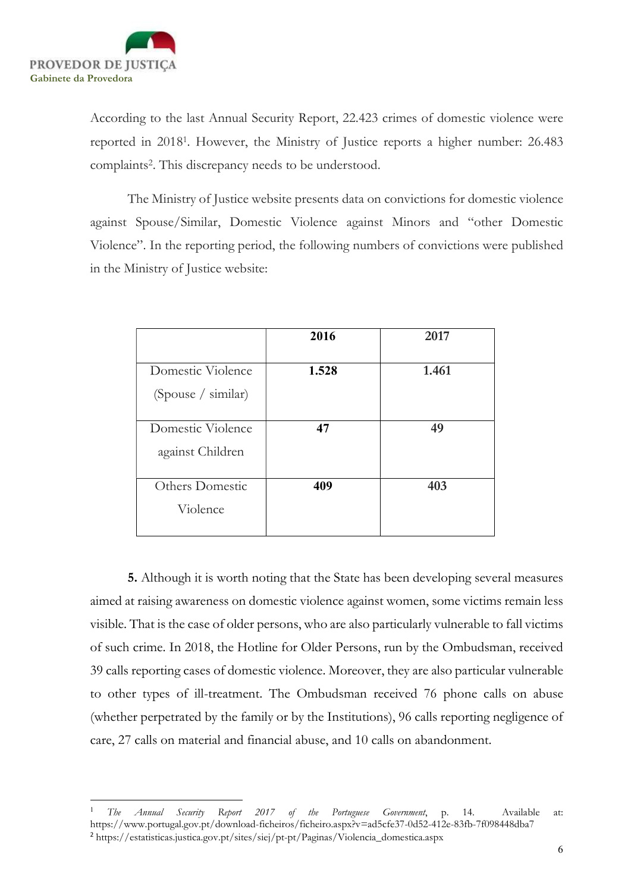According to the last Annual Security Report, 22.423 crimes of domestic violence were reported in 2018[1]. However, the Ministry of Justice reports a higher number: 26.483 complaints[2]. This discrepancy needs to be understood.

The Ministry of Justice website presents data on convictions for domestic violence against Spouse/Similar, Domestic Violence against Minors and "other Domestic Violence". In the reporting period, the following numbers of convictions were published in the Ministry of Justice website:

| | **2016** | **2017** |
|---|---|---|
| Domestic Violence (Spouse / similar) | **1.528** | **1.461** |
| Domestic Violence against Children | **47** | **49** |
| Others Domestic Violence | **409** | **403** |

**5.** Although it is worth noting that the State has been developing several measures aimed at raising awareness on domestic violence against women, some victims remain less visible. That is the case of older persons, who are also particularly vulnerable to fall victims of such crime. In 2018, the Hotline for Older Persons, run by the Ombudsman, received 39 calls reporting cases of domestic violence. Moreover, they are also particular vulnerable to other types of ill-treatment. The Ombudsman received 76 phone calls on abuse (whether perpetrated by the family or by the Institutions), 96 calls reporting negligence of care, 27 calls on material and financial abuse, and 10 calls on abandonment.

---

[1] *The Annual Security Report 2017 of the Portuguese Government*, p. 14. Available at: https://www.portugal.gov.pt/download-ficheiros/ficheiro.aspx?v=ad5cfe37-0d52-412e-83fb-7f098448dba7

[2] https://estatisticas.justica.gov.pt/sites/siej/pt-pt/Paginas/Violencia_domestica.aspx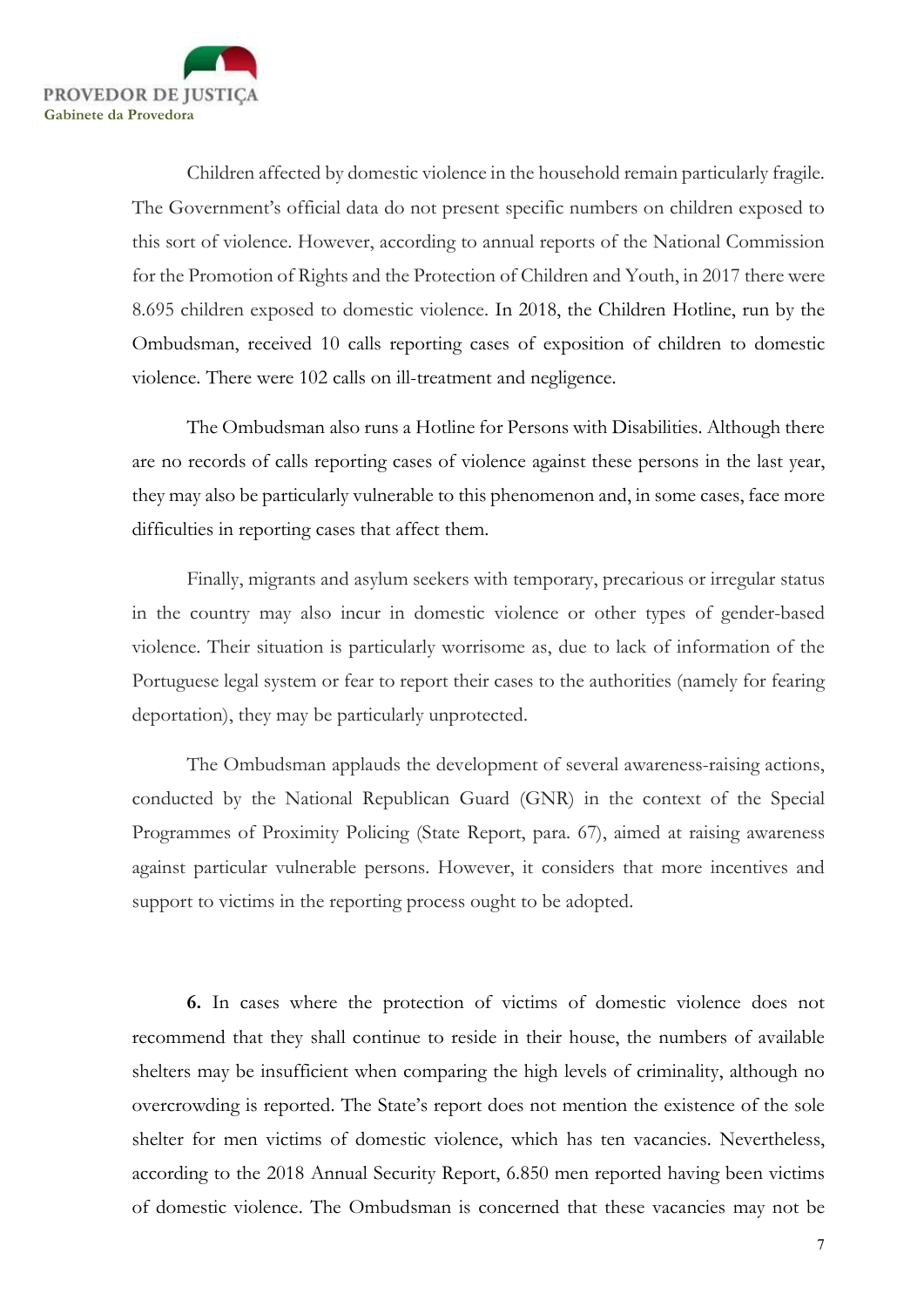Children affected by domestic violence in the household remain particularly fragile. The Government's official data do not present specific numbers on children exposed to this sort of violence. However, according to annual reports of the National Commission for the Promotion of Rights and the Protection of Children and Youth, in 2017 there were 8.695 children exposed to domestic violence. In 2018, the Children Hotline, run by the Ombudsman, received 10 calls reporting cases of exposition of children to domestic violence. There were 102 calls on ill-treatment and negligence.

The Ombudsman also runs a Hotline for Persons with Disabilities. Although there are no records of calls reporting cases of violence against these persons in the last year, they may also be particularly vulnerable to this phenomenon and, in some cases, face more difficulties in reporting cases that affect them.

Finally, migrants and asylum seekers with temporary, precarious or irregular status in the country may also incur in domestic violence or other types of gender-based violence. Their situation is particularly worrisome as, due to lack of information of the Portuguese legal system or fear to report their cases to the authorities (namely for fearing deportation), they may be particularly unprotected.

The Ombudsman applauds the development of several awareness-raising actions, conducted by the National Republican Guard (GNR) in the context of the Special Programmes of Proximity Policing (State Report, para. 67), aimed at raising awareness against particular vulnerable persons. However, it considers that more incentives and support to victims in the reporting process ought to be adopted.

**6.** In cases where the protection of victims of domestic violence does not recommend that they shall continue to reside in their house, the numbers of available shelters may be insufficient when comparing the high levels of criminality, although no overcrowding is reported. The State's report does not mention the existence of the sole shelter for men victims of domestic violence, which has ten vacancies. Nevertheless, according to the 2018 Annual Security Report, 6.850 men reported having been victims of domestic violence. The Ombudsman is concerned that these vacancies may not be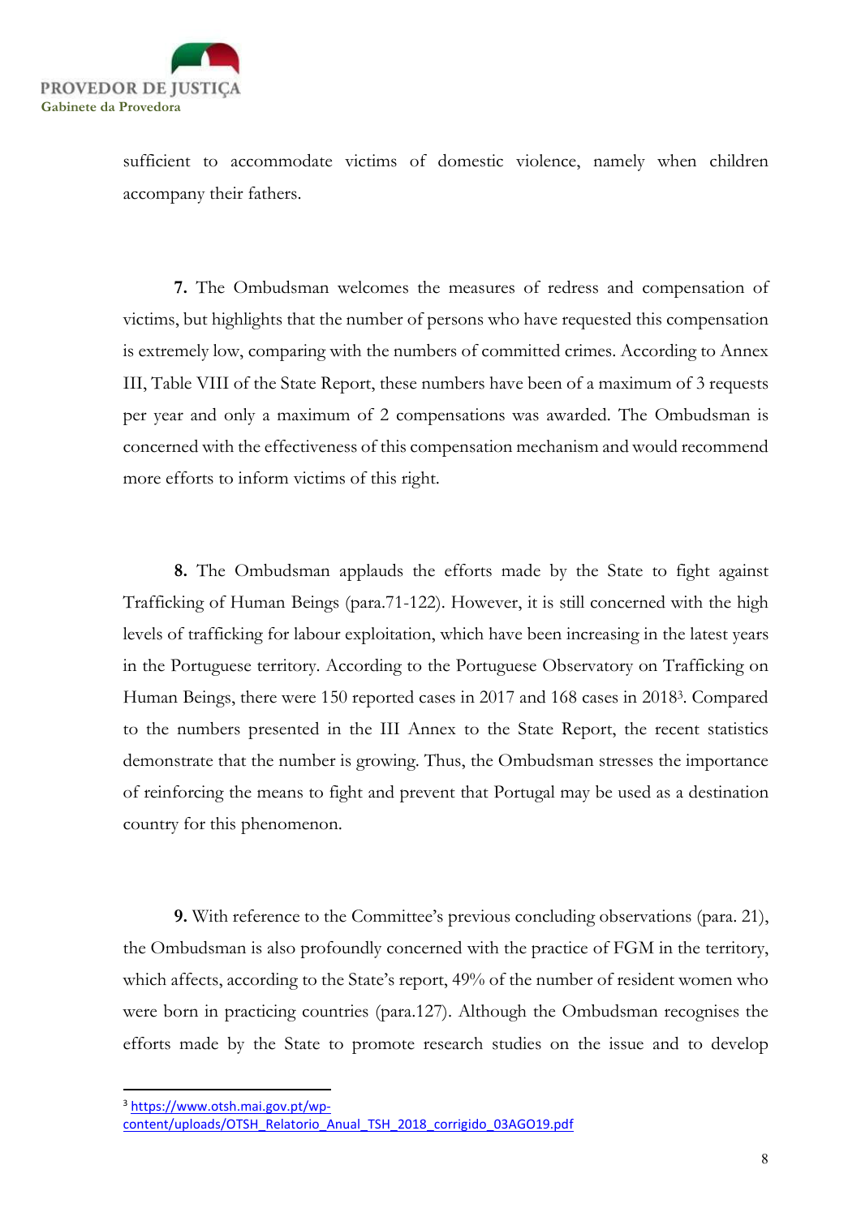sufficient to accommodate victims of domestic violence, namely when children accompany their fathers.

**7.** The Ombudsman welcomes the measures of redress and compensation of victims, but highlights that the number of persons who have requested this compensation is extremely low, comparing with the numbers of committed crimes. According to Annex III, Table VIII of the State Report, these numbers have been of a maximum of 3 requests per year and only a maximum of 2 compensations was awarded. The Ombudsman is concerned with the effectiveness of this compensation mechanism and would recommend more efforts to inform victims of this right.

**8.** The Ombudsman applauds the efforts made by the State to fight against Trafficking of Human Beings (para.71-122). However, it is still concerned with the high levels of trafficking for labour exploitation, which have been increasing in the latest years in the Portuguese territory. According to the Portuguese Observatory on Trafficking on Human Beings, there were 150 reported cases in 2017 and 168 cases in 2018[3]. Compared to the numbers presented in the III Annex to the State Report, the recent statistics demonstrate that the number is growing. Thus, the Ombudsman stresses the importance of reinforcing the means to fight and prevent that Portugal may be used as a destination country for this phenomenon.

**9.** With reference to the Committee's previous concluding observations (para. 21), the Ombudsman is also profoundly concerned with the practice of FGM in the territory, which affects, according to the State's report, 49% of the number of resident women who were born in practicing countries (para.127). Although the Ombudsman recognises the efforts made by the State to promote research studies on the issue and to develop

---

[3] https://www.otsh.mai.gov.pt/wp-content/uploads/OTSH_Relatorio_Anual_TSH_2018_corrigido_03AGO19.pdf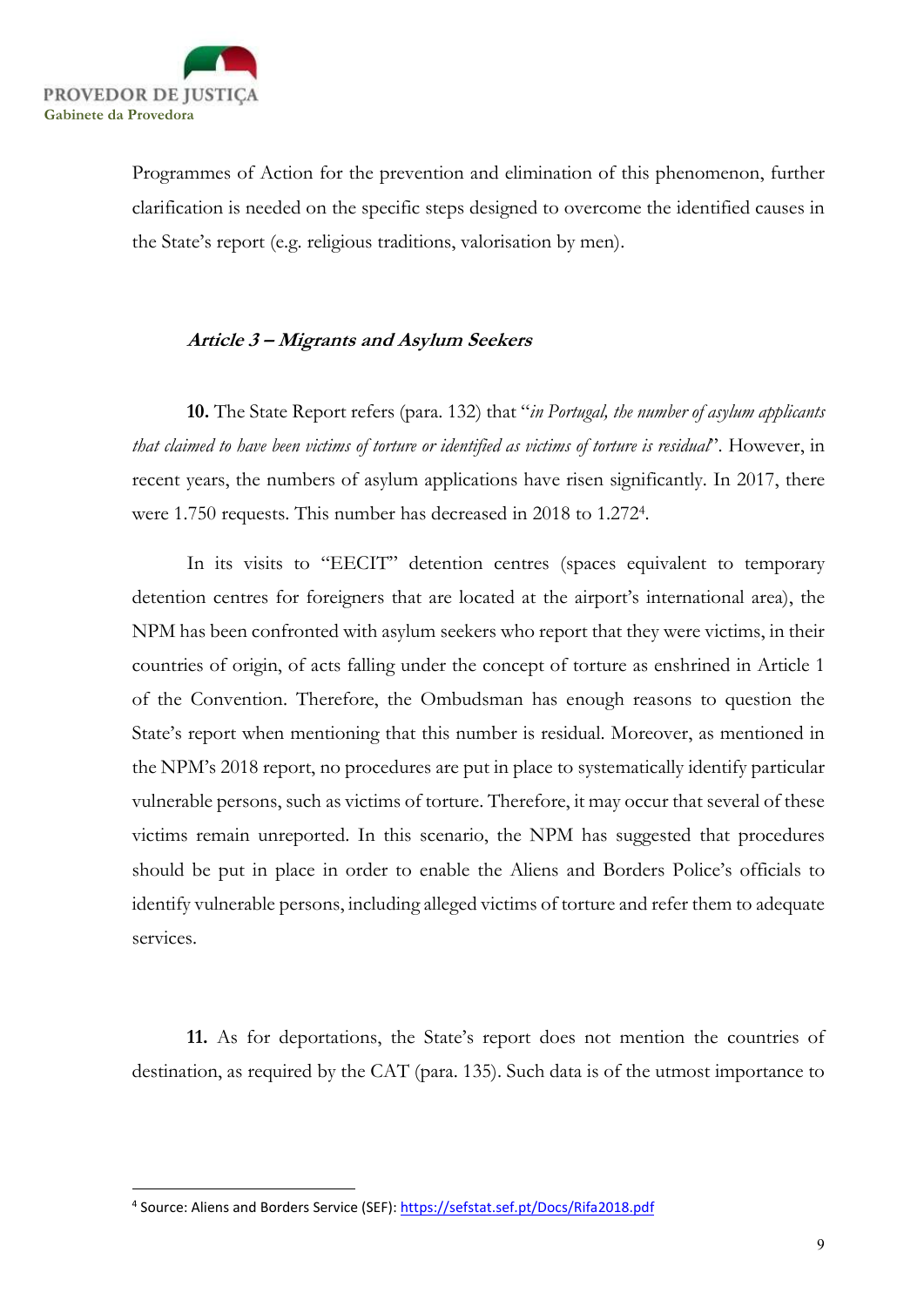Programmes of Action for the prevention and elimination of this phenomenon, further clarification is needed on the specific steps designed to overcome the identified causes in the State's report (e.g. religious traditions, valorisation by men).

### *Article 3 – Migrants and Asylum Seekers*

**10.** The State Report refers (para. 132) that "*in Portugal, the number of asylum applicants that claimed to have been victims of torture or identified as victims of torture is residual*". However, in recent years, the numbers of asylum applications have risen significantly. In 2017, there were 1.750 requests. This number has decreased in 2018 to 1.272[4].

In its visits to "EECIT" detention centres (spaces equivalent to temporary detention centres for foreigners that are located at the airport's international area), the NPM has been confronted with asylum seekers who report that they were victims, in their countries of origin, of acts falling under the concept of torture as enshrined in Article 1 of the Convention. Therefore, the Ombudsman has enough reasons to question the State's report when mentioning that this number is residual. Moreover, as mentioned in the NPM's 2018 report, no procedures are put in place to systematically identify particular vulnerable persons, such as victims of torture. Therefore, it may occur that several of these victims remain unreported. In this scenario, the NPM has suggested that procedures should be put in place in order to enable the Aliens and Borders Police's officials to identify vulnerable persons, including alleged victims of torture and refer them to adequate services.

**11.** As for deportations, the State's report does not mention the countries of destination, as required by the CAT (para. 135). Such data is of the utmost importance to

[4] Source: Aliens and Borders Service (SEF): https://sefstat.sef.pt/Docs/Rifa2018.pdf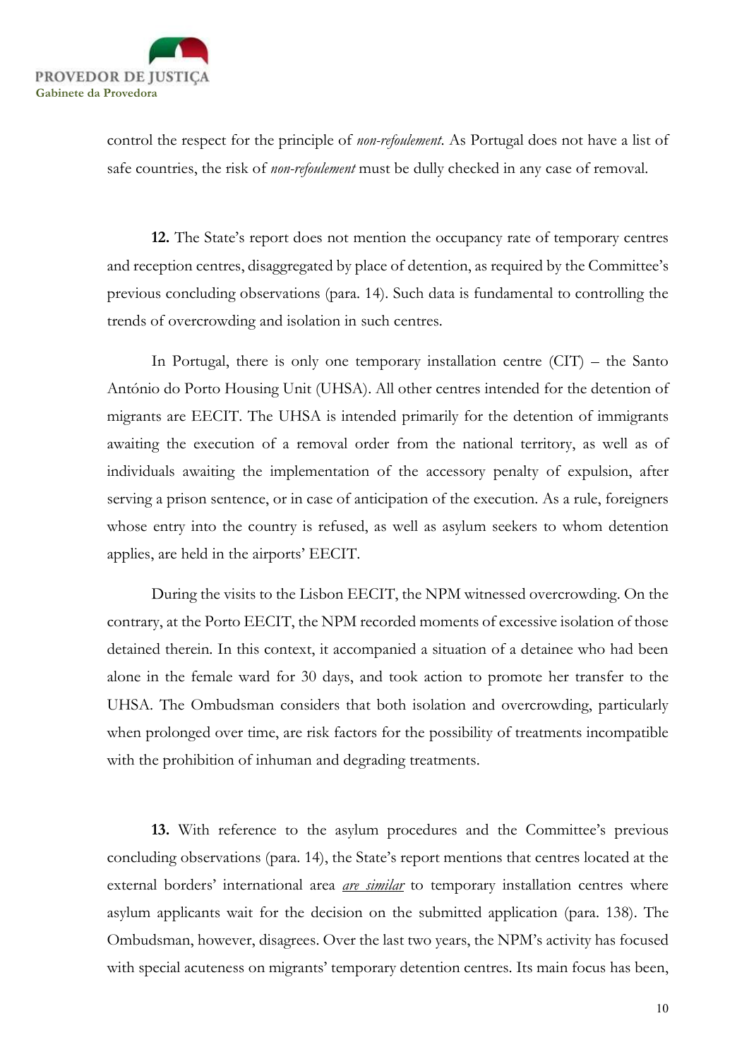control the respect for the principle of *non-refoulement*. As Portugal does not have a list of safe countries, the risk of *non-refoulement* must be dully checked in any case of removal.

**12.** The State's report does not mention the occupancy rate of temporary centres and reception centres, disaggregated by place of detention, as required by the Committee's previous concluding observations (para. 14). Such data is fundamental to controlling the trends of overcrowding and isolation in such centres.

In Portugal, there is only one temporary installation centre (CIT) – the Santo António do Porto Housing Unit (UHSA). All other centres intended for the detention of migrants are EECIT. The UHSA is intended primarily for the detention of immigrants awaiting the execution of a removal order from the national territory, as well as of individuals awaiting the implementation of the accessory penalty of expulsion, after serving a prison sentence, or in case of anticipation of the execution. As a rule, foreigners whose entry into the country is refused, as well as asylum seekers to whom detention applies, are held in the airports' EECIT.

During the visits to the Lisbon EECIT, the NPM witnessed overcrowding. On the contrary, at the Porto EECIT, the NPM recorded moments of excessive isolation of those detained therein. In this context, it accompanied a situation of a detainee who had been alone in the female ward for 30 days, and took action to promote her transfer to the UHSA. The Ombudsman considers that both isolation and overcrowding, particularly when prolonged over time, are risk factors for the possibility of treatments incompatible with the prohibition of inhuman and degrading treatments.

**13.** With reference to the asylum procedures and the Committee's previous concluding observations (para. 14), the State's report mentions that centres located at the external borders' international area ***are similar*** to temporary installation centres where asylum applicants wait for the decision on the submitted application (para. 138). The Ombudsman, however, disagrees. Over the last two years, the NPM's activity has focused with special acuteness on migrants' temporary detention centres. Its main focus has been,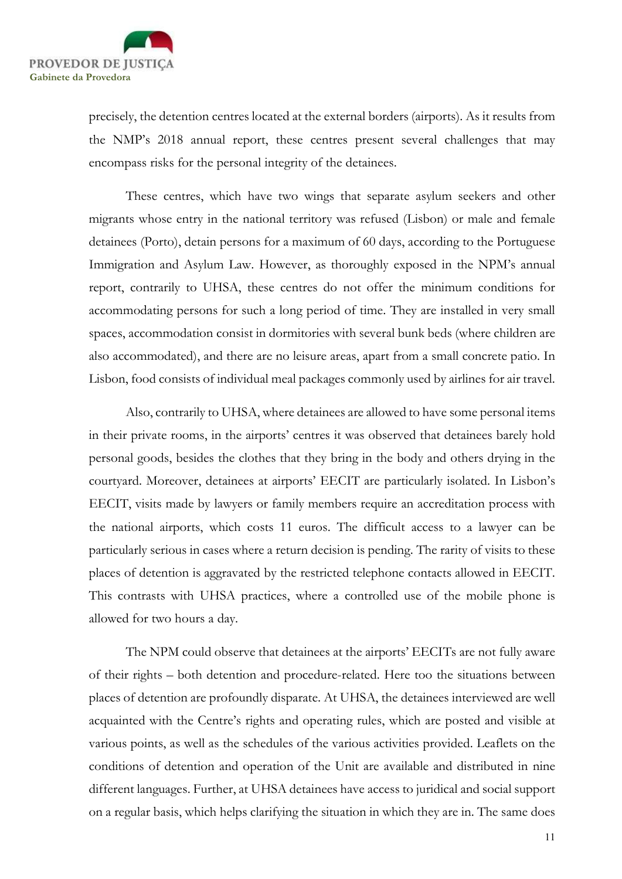precisely, the detention centres located at the external borders (airports). As it results from the NMP's 2018 annual report, these centres present several challenges that may encompass risks for the personal integrity of the detainees.

These centres, which have two wings that separate asylum seekers and other migrants whose entry in the national territory was refused (Lisbon) or male and female detainees (Porto), detain persons for a maximum of 60 days, according to the Portuguese Immigration and Asylum Law. However, as thoroughly exposed in the NPM's annual report, contrarily to UHSA, these centres do not offer the minimum conditions for accommodating persons for such a long period of time. They are installed in very small spaces, accommodation consist in dormitories with several bunk beds (where children are also accommodated), and there are no leisure areas, apart from a small concrete patio. In Lisbon, food consists of individual meal packages commonly used by airlines for air travel.

Also, contrarily to UHSA, where detainees are allowed to have some personal items in their private rooms, in the airports' centres it was observed that detainees barely hold personal goods, besides the clothes that they bring in the body and others drying in the courtyard. Moreover, detainees at airports' EECIT are particularly isolated. In Lisbon's EECIT, visits made by lawyers or family members require an accreditation process with the national airports, which costs 11 euros. The difficult access to a lawyer can be particularly serious in cases where a return decision is pending. The rarity of visits to these places of detention is aggravated by the restricted telephone contacts allowed in EECIT. This contrasts with UHSA practices, where a controlled use of the mobile phone is allowed for two hours a day.

The NPM could observe that detainees at the airports' EECITs are not fully aware of their rights – both detention and procedure-related. Here too the situations between places of detention are profoundly disparate. At UHSA, the detainees interviewed are well acquainted with the Centre's rights and operating rules, which are posted and visible at various points, as well as the schedules of the various activities provided. Leaflets on the conditions of detention and operation of the Unit are available and distributed in nine different languages. Further, at UHSA detainees have access to juridical and social support on a regular basis, which helps clarifying the situation in which they are in. The same does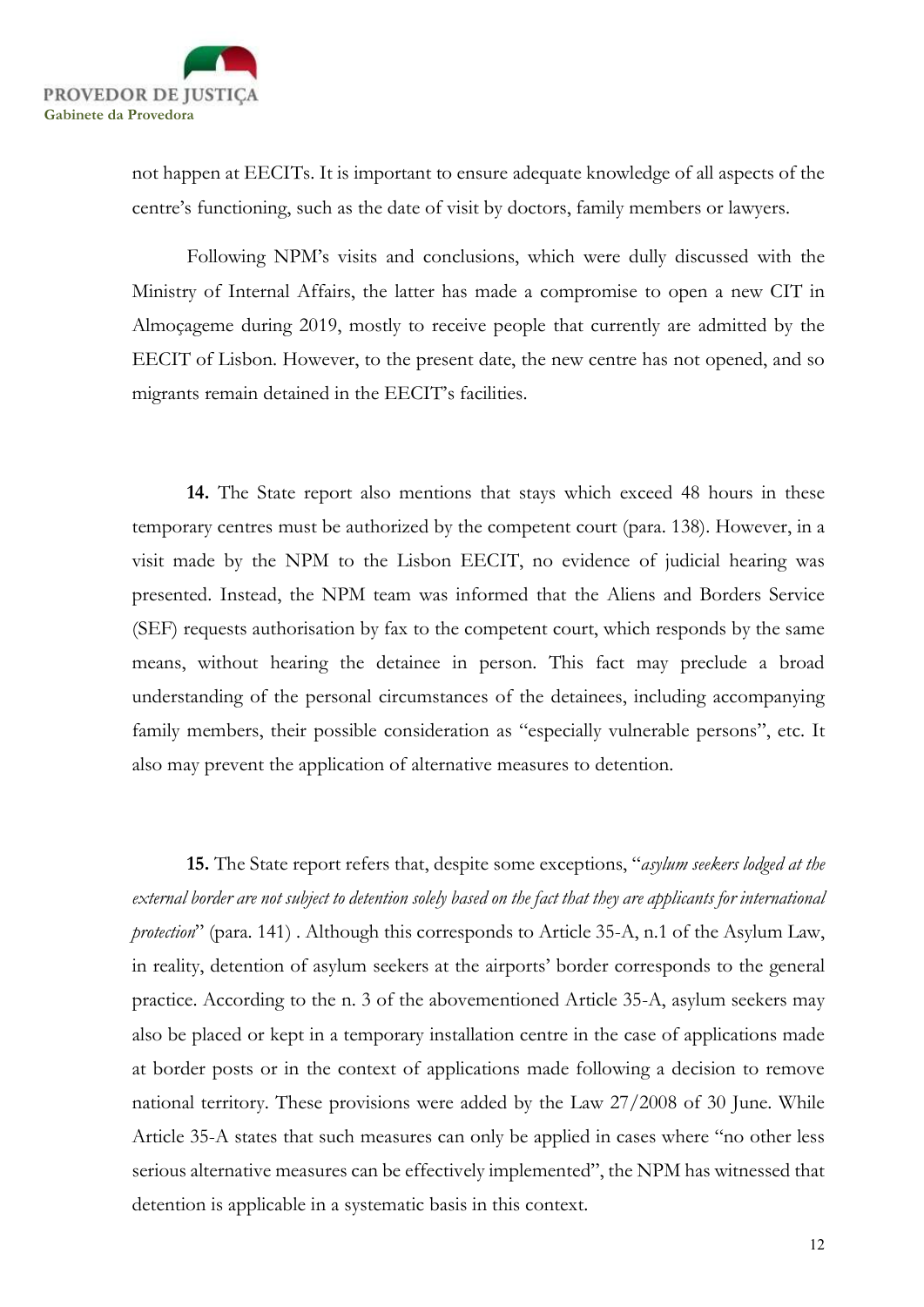not happen at EECITs. It is important to ensure adequate knowledge of all aspects of the centre's functioning, such as the date of visit by doctors, family members or lawyers.

Following NPM's visits and conclusions, which were dully discussed with the Ministry of Internal Affairs, the latter has made a compromise to open a new CIT in Almoçageme during 2019, mostly to receive people that currently are admitted by the EECIT of Lisbon. However, to the present date, the new centre has not opened, and so migrants remain detained in the EECIT's facilities.

**14.** The State report also mentions that stays which exceed 48 hours in these temporary centres must be authorized by the competent court (para. 138). However, in a visit made by the NPM to the Lisbon EECIT, no evidence of judicial hearing was presented. Instead, the NPM team was informed that the Aliens and Borders Service (SEF) requests authorisation by fax to the competent court, which responds by the same means, without hearing the detainee in person. This fact may preclude a broad understanding of the personal circumstances of the detainees, including accompanying family members, their possible consideration as "especially vulnerable persons", etc. It also may prevent the application of alternative measures to detention.

**15.** The State report refers that, despite some exceptions, "*asylum seekers lodged at the external border are not subject to detention solely based on the fact that they are applicants for international protection*" (para. 141) . Although this corresponds to Article 35-A, n.1 of the Asylum Law, in reality, detention of asylum seekers at the airports' border corresponds to the general practice. According to the n. 3 of the abovementioned Article 35-A, asylum seekers may also be placed or kept in a temporary installation centre in the case of applications made at border posts or in the context of applications made following a decision to remove national territory. These provisions were added by the Law 27/2008 of 30 June. While Article 35-A states that such measures can only be applied in cases where "no other less serious alternative measures can be effectively implemented", the NPM has witnessed that detention is applicable in a systematic basis in this context.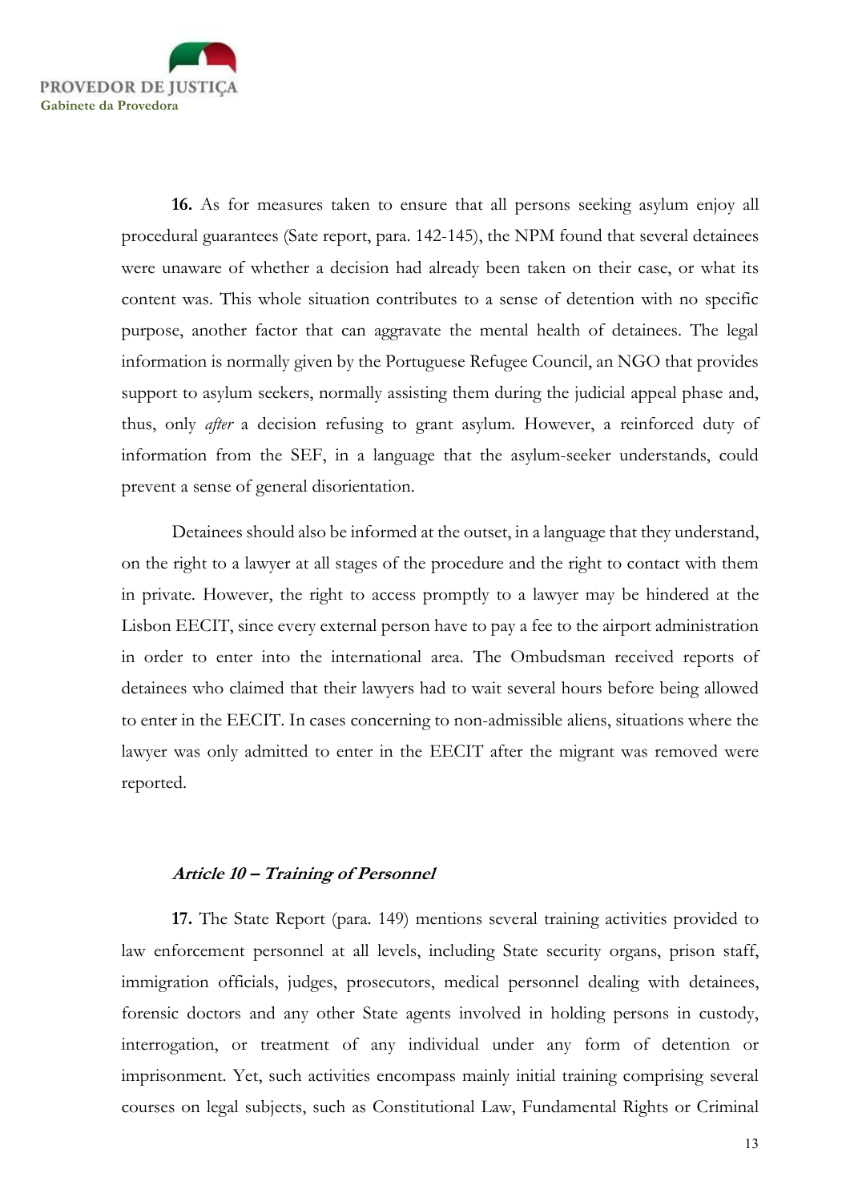**16.** As for measures taken to ensure that all persons seeking asylum enjoy all procedural guarantees (Sate report, para. 142-145), the NPM found that several detainees were unaware of whether a decision had already been taken on their case, or what its content was. This whole situation contributes to a sense of detention with no specific purpose, another factor that can aggravate the mental health of detainees. The legal information is normally given by the Portuguese Refugee Council, an NGO that provides support to asylum seekers, normally assisting them during the judicial appeal phase and, thus, only *after* a decision refusing to grant asylum. However, a reinforced duty of information from the SEF, in a language that the asylum-seeker understands, could prevent a sense of general disorientation.

Detainees should also be informed at the outset, in a language that they understand, on the right to a lawyer at all stages of the procedure and the right to contact with them in private. However, the right to access promptly to a lawyer may be hindered at the Lisbon EECIT, since every external person have to pay a fee to the airport administration in order to enter into the international area. The Ombudsman received reports of detainees who claimed that their lawyers had to wait several hours before being allowed to enter in the EECIT. In cases concerning to non-admissible aliens, situations where the lawyer was only admitted to enter in the EECIT after the migrant was removed were reported.

### *Article 10 – Training of Personnel*

**17.** The State Report (para. 149) mentions several training activities provided to law enforcement personnel at all levels, including State security organs, prison staff, immigration officials, judges, prosecutors, medical personnel dealing with detainees, forensic doctors and any other State agents involved in holding persons in custody, interrogation, or treatment of any individual under any form of detention or imprisonment. Yet, such activities encompass mainly initial training comprising several courses on legal subjects, such as Constitutional Law, Fundamental Rights or Criminal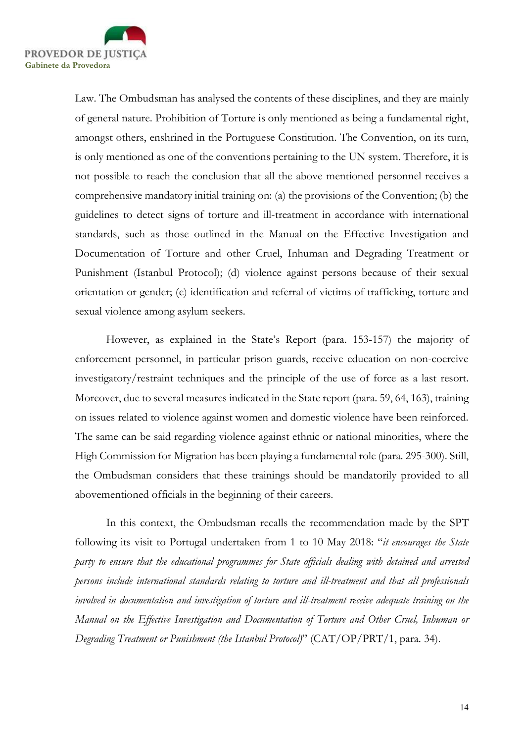Law. The Ombudsman has analysed the contents of these disciplines, and they are mainly of general nature. Prohibition of Torture is only mentioned as being a fundamental right, amongst others, enshrined in the Portuguese Constitution. The Convention, on its turn, is only mentioned as one of the conventions pertaining to the UN system. Therefore, it is not possible to reach the conclusion that all the above mentioned personnel receives a comprehensive mandatory initial training on: (a) the provisions of the Convention; (b) the guidelines to detect signs of torture and ill-treatment in accordance with international standards, such as those outlined in the Manual on the Effective Investigation and Documentation of Torture and other Cruel, Inhuman and Degrading Treatment or Punishment (Istanbul Protocol); (d) violence against persons because of their sexual orientation or gender; (e) identification and referral of victims of trafficking, torture and sexual violence among asylum seekers.

However, as explained in the State's Report (para. 153-157) the majority of enforcement personnel, in particular prison guards, receive education on non-coercive investigatory/restraint techniques and the principle of the use of force as a last resort. Moreover, due to several measures indicated in the State report (para. 59, 64, 163), training on issues related to violence against women and domestic violence have been reinforced. The same can be said regarding violence against ethnic or national minorities, where the High Commission for Migration has been playing a fundamental role (para. 295-300). Still, the Ombudsman considers that these trainings should be mandatorily provided to all abovementioned officials in the beginning of their careers.

In this context, the Ombudsman recalls the recommendation made by the SPT following its visit to Portugal undertaken from 1 to 10 May 2018: "*it encourages the State party to ensure that the educational programmes for State officials dealing with detained and arrested persons include international standards relating to torture and ill-treatment and that all professionals involved in documentation and investigation of torture and ill-treatment receive adequate training on the Manual on the Effective Investigation and Documentation of Torture and Other Cruel, Inhuman or Degrading Treatment or Punishment (the Istanbul Protocol)*" (CAT/OP/PRT/1, para. 34).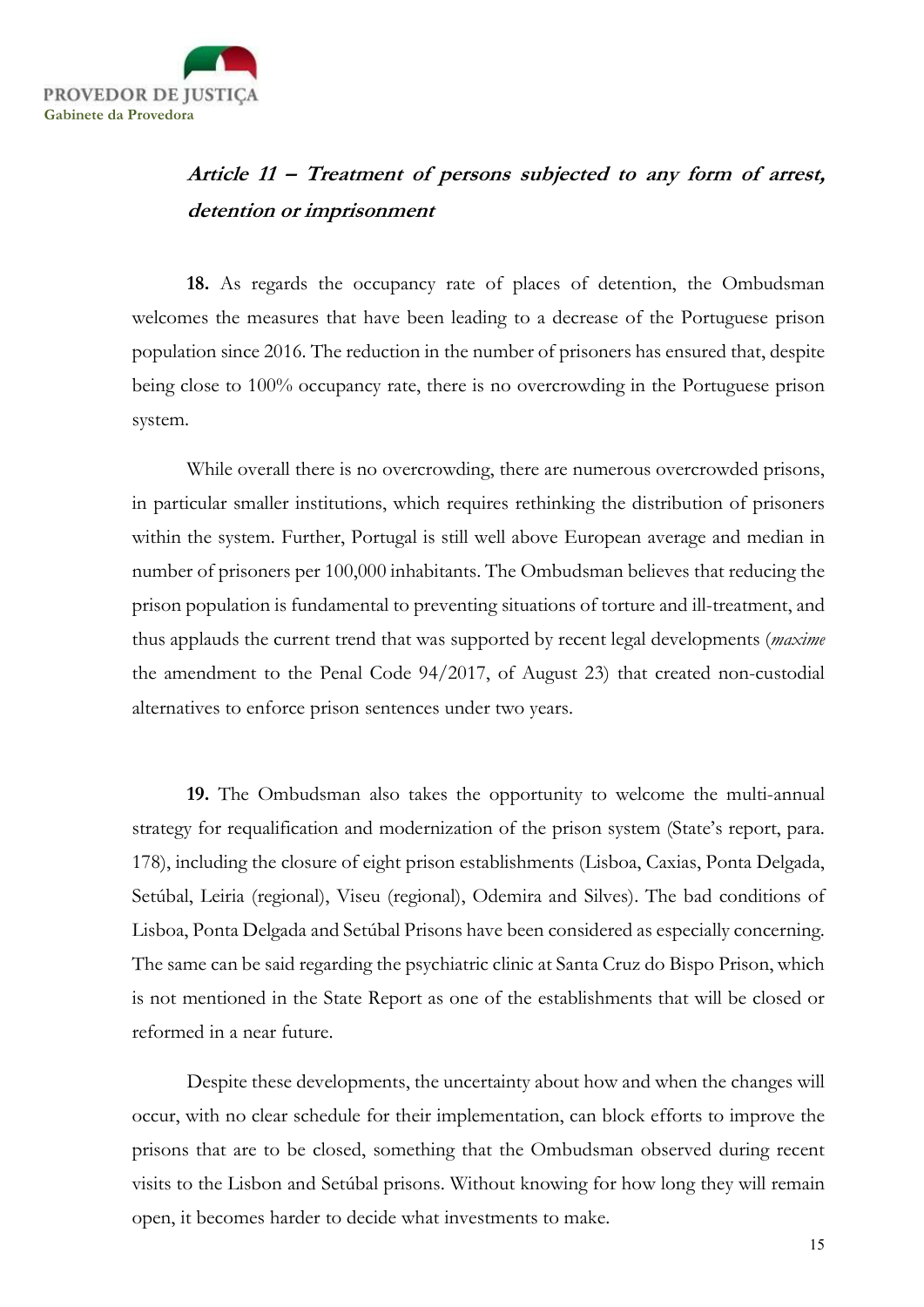### *Article 11 – Treatment of persons subjected to any form of arrest, detention or imprisonment*

**18.** As regards the occupancy rate of places of detention, the Ombudsman welcomes the measures that have been leading to a decrease of the Portuguese prison population since 2016. The reduction in the number of prisoners has ensured that, despite being close to 100% occupancy rate, there is no overcrowding in the Portuguese prison system.

While overall there is no overcrowding, there are numerous overcrowded prisons, in particular smaller institutions, which requires rethinking the distribution of prisoners within the system. Further, Portugal is still well above European average and median in number of prisoners per 100,000 inhabitants. The Ombudsman believes that reducing the prison population is fundamental to preventing situations of torture and ill-treatment, and thus applauds the current trend that was supported by recent legal developments (*maxime* the amendment to the Penal Code 94/2017, of August 23) that created non-custodial alternatives to enforce prison sentences under two years.

**19.** The Ombudsman also takes the opportunity to welcome the multi-annual strategy for requalification and modernization of the prison system (State's report, para. 178), including the closure of eight prison establishments (Lisboa, Caxias, Ponta Delgada, Setúbal, Leiria (regional), Viseu (regional), Odemira and Silves). The bad conditions of Lisboa, Ponta Delgada and Setúbal Prisons have been considered as especially concerning. The same can be said regarding the psychiatric clinic at Santa Cruz do Bispo Prison, which is not mentioned in the State Report as one of the establishments that will be closed or reformed in a near future.

Despite these developments, the uncertainty about how and when the changes will occur, with no clear schedule for their implementation, can block efforts to improve the prisons that are to be closed, something that the Ombudsman observed during recent visits to the Lisbon and Setúbal prisons. Without knowing for how long they will remain open, it becomes harder to decide what investments to make.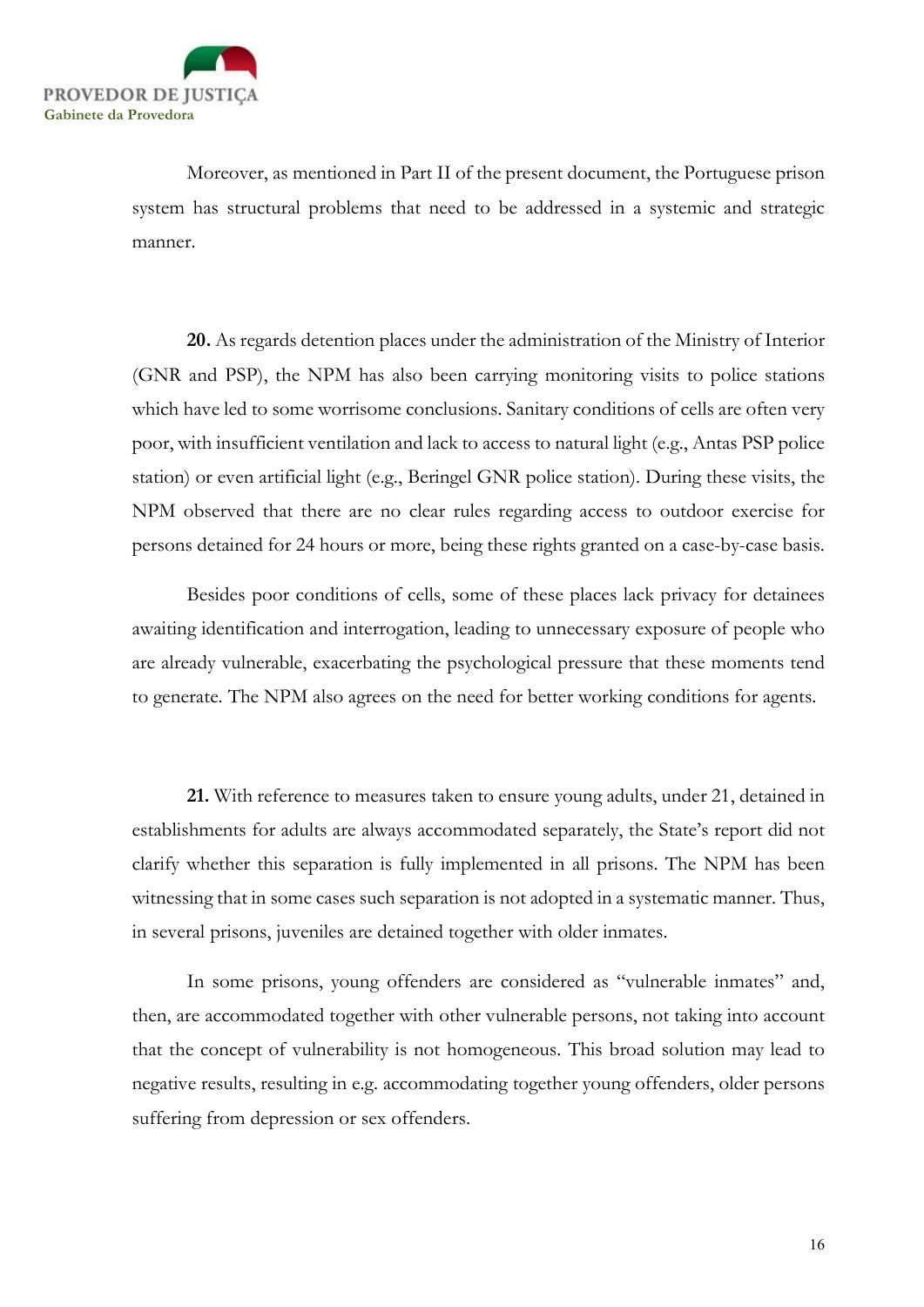Moreover, as mentioned in Part II of the present document, the Portuguese prison system has structural problems that need to be addressed in a systemic and strategic manner.

**20.** As regards detention places under the administration of the Ministry of Interior (GNR and PSP), the NPM has also been carrying monitoring visits to police stations which have led to some worrisome conclusions. Sanitary conditions of cells are often very poor, with insufficient ventilation and lack to access to natural light (e.g., Antas PSP police station) or even artificial light (e.g., Beringel GNR police station). During these visits, the NPM observed that there are no clear rules regarding access to outdoor exercise for persons detained for 24 hours or more, being these rights granted on a case-by-case basis.

Besides poor conditions of cells, some of these places lack privacy for detainees awaiting identification and interrogation, leading to unnecessary exposure of people who are already vulnerable, exacerbating the psychological pressure that these moments tend to generate. The NPM also agrees on the need for better working conditions for agents.

**21.** With reference to measures taken to ensure young adults, under 21, detained in establishments for adults are always accommodated separately, the State's report did not clarify whether this separation is fully implemented in all prisons. The NPM has been witnessing that in some cases such separation is not adopted in a systematic manner. Thus, in several prisons, juveniles are detained together with older inmates.

In some prisons, young offenders are considered as "vulnerable inmates" and, then, are accommodated together with other vulnerable persons, not taking into account that the concept of vulnerability is not homogeneous. This broad solution may lead to negative results, resulting in e.g. accommodating together young offenders, older persons suffering from depression or sex offenders.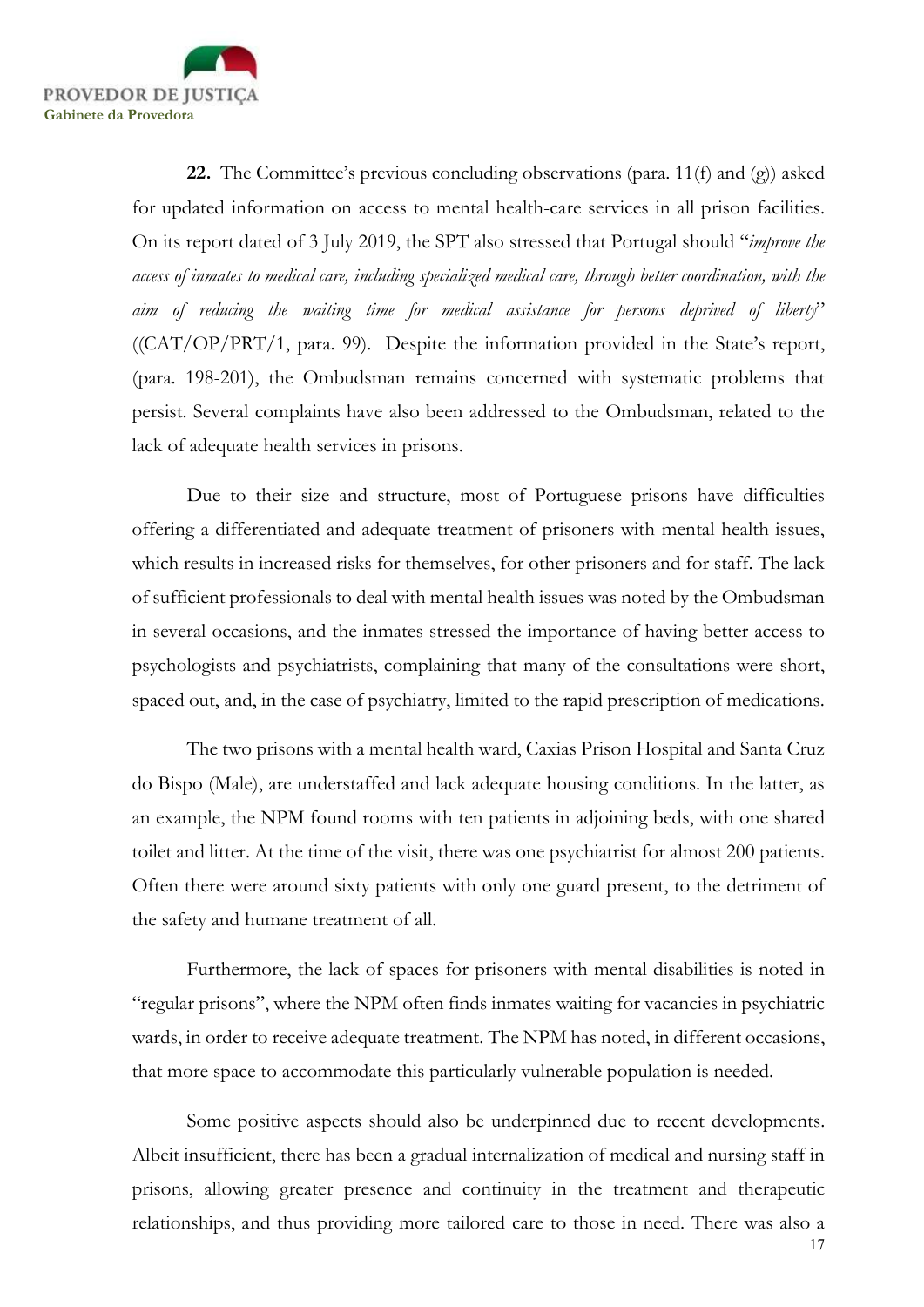**22.** The Committee's previous concluding observations (para. 11(f) and (g)) asked for updated information on access to mental health-care services in all prison facilities. On its report dated of 3 July 2019, the SPT also stressed that Portugal should "*improve the access of inmates to medical care, including specialized medical care, through better coordination, with the aim of reducing the waiting time for medical assistance for persons deprived of liberty*" ((CAT/OP/PRT/1, para. 99). Despite the information provided in the State's report, (para. 198-201), the Ombudsman remains concerned with systematic problems that persist. Several complaints have also been addressed to the Ombudsman, related to the lack of adequate health services in prisons.

Due to their size and structure, most of Portuguese prisons have difficulties offering a differentiated and adequate treatment of prisoners with mental health issues, which results in increased risks for themselves, for other prisoners and for staff. The lack of sufficient professionals to deal with mental health issues was noted by the Ombudsman in several occasions, and the inmates stressed the importance of having better access to psychologists and psychiatrists, complaining that many of the consultations were short, spaced out, and, in the case of psychiatry, limited to the rapid prescription of medications.

The two prisons with a mental health ward, Caxias Prison Hospital and Santa Cruz do Bispo (Male), are understaffed and lack adequate housing conditions. In the latter, as an example, the NPM found rooms with ten patients in adjoining beds, with one shared toilet and litter. At the time of the visit, there was one psychiatrist for almost 200 patients. Often there were around sixty patients with only one guard present, to the detriment of the safety and humane treatment of all.

Furthermore, the lack of spaces for prisoners with mental disabilities is noted in "regular prisons", where the NPM often finds inmates waiting for vacancies in psychiatric wards, in order to receive adequate treatment. The NPM has noted, in different occasions, that more space to accommodate this particularly vulnerable population is needed.

Some positive aspects should also be underpinned due to recent developments. Albeit insufficient, there has been a gradual internalization of medical and nursing staff in prisons, allowing greater presence and continuity in the treatment and therapeutic relationships, and thus providing more tailored care to those in need. There was also a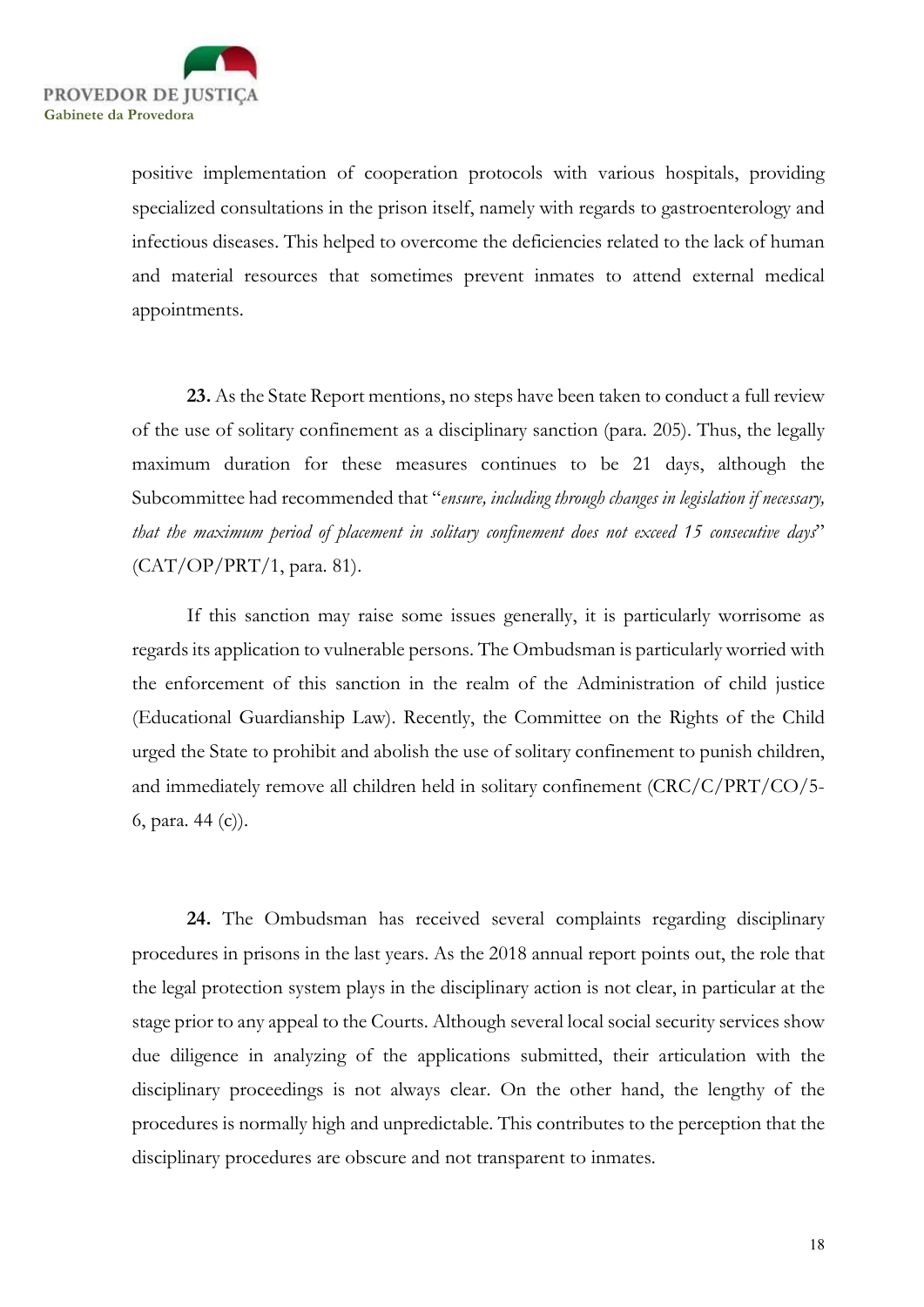positive implementation of cooperation protocols with various hospitals, providing specialized consultations in the prison itself, namely with regards to gastroenterology and infectious diseases. This helped to overcome the deficiencies related to the lack of human and material resources that sometimes prevent inmates to attend external medical appointments.

**23.** As the State Report mentions, no steps have been taken to conduct a full review of the use of solitary confinement as a disciplinary sanction (para. 205). Thus, the legally maximum duration for these measures continues to be 21 days, although the Subcommittee had recommended that "*ensure, including through changes in legislation if necessary, that the maximum period of placement in solitary confinement does not exceed 15 consecutive days*" (CAT/OP/PRT/1, para. 81).

If this sanction may raise some issues generally, it is particularly worrisome as regards its application to vulnerable persons. The Ombudsman is particularly worried with the enforcement of this sanction in the realm of the Administration of child justice (Educational Guardianship Law). Recently, the Committee on the Rights of the Child urged the State to prohibit and abolish the use of solitary confinement to punish children, and immediately remove all children held in solitary confinement (CRC/C/PRT/CO/5-6, para. 44 (c)).

**24.** The Ombudsman has received several complaints regarding disciplinary procedures in prisons in the last years. As the 2018 annual report points out, the role that the legal protection system plays in the disciplinary action is not clear, in particular at the stage prior to any appeal to the Courts. Although several local social security services show due diligence in analyzing of the applications submitted, their articulation with the disciplinary proceedings is not always clear. On the other hand, the lengthy of the procedures is normally high and unpredictable. This contributes to the perception that the disciplinary procedures are obscure and not transparent to inmates.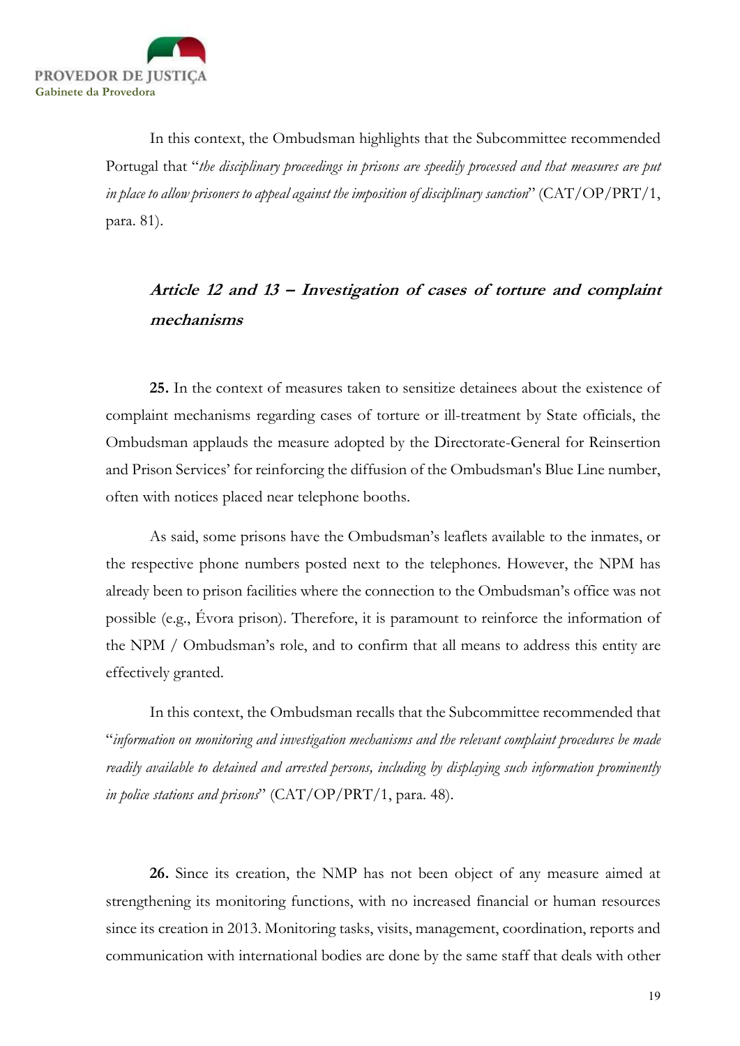In this context, the Ombudsman highlights that the Subcommittee recommended Portugal that "*the disciplinary proceedings in prisons are speedily processed and that measures are put in place to allow prisoners to appeal against the imposition of disciplinary sanction*" (CAT/OP/PRT/1, para. 81).

### *Article 12 and 13 – Investigation of cases of torture and complaint mechanisms*

**25.** In the context of measures taken to sensitize detainees about the existence of complaint mechanisms regarding cases of torture or ill-treatment by State officials, the Ombudsman applauds the measure adopted by the Directorate-General for Reinsertion and Prison Services' for reinforcing the diffusion of the Ombudsman's Blue Line number, often with notices placed near telephone booths.

As said, some prisons have the Ombudsman's leaflets available to the inmates, or the respective phone numbers posted next to the telephones. However, the NPM has already been to prison facilities where the connection to the Ombudsman's office was not possible (e.g., Évora prison). Therefore, it is paramount to reinforce the information of the NPM / Ombudsman's role, and to confirm that all means to address this entity are effectively granted.

In this context, the Ombudsman recalls that the Subcommittee recommended that "*information on monitoring and investigation mechanisms and the relevant complaint procedures be made readily available to detained and arrested persons, including by displaying such information prominently in police stations and prisons*" (CAT/OP/PRT/1, para. 48).

**26.** Since its creation, the NMP has not been object of any measure aimed at strengthening its monitoring functions, with no increased financial or human resources since its creation in 2013. Monitoring tasks, visits, management, coordination, reports and communication with international bodies are done by the same staff that deals with other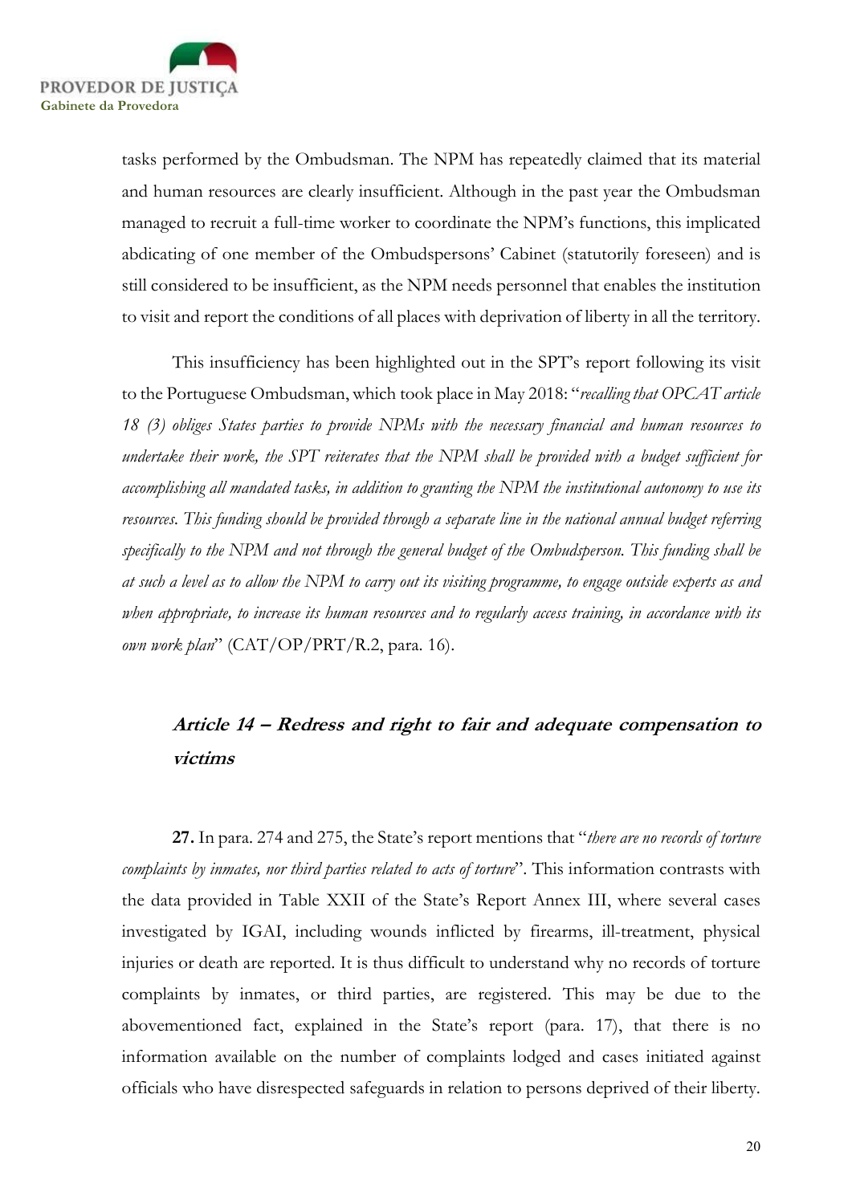tasks performed by the Ombudsman. The NPM has repeatedly claimed that its material and human resources are clearly insufficient. Although in the past year the Ombudsman managed to recruit a full-time worker to coordinate the NPM's functions, this implicated abdicating of one member of the Ombudspersons' Cabinet (statutorily foreseen) and is still considered to be insufficient, as the NPM needs personnel that enables the institution to visit and report the conditions of all places with deprivation of liberty in all the territory.

This insufficiency has been highlighted out in the SPT's report following its visit to the Portuguese Ombudsman, which took place in May 2018: "*recalling that OPCAT article 18 (3) obliges States parties to provide NPMs with the necessary financial and human resources to undertake their work, the SPT reiterates that the NPM shall be provided with a budget sufficient for accomplishing all mandated tasks, in addition to granting the NPM the institutional autonomy to use its resources. This funding should be provided through a separate line in the national annual budget referring specifically to the NPM and not through the general budget of the Ombudsperson. This funding shall be at such a level as to allow the NPM to carry out its visiting programme, to engage outside experts as and when appropriate, to increase its human resources and to regularly access training, in accordance with its own work plan*" (CAT/OP/PRT/R.2, para. 16).

### *Article 14 – Redress and right to fair and adequate compensation to victims*

**27.** In para. 274 and 275, the State's report mentions that "*there are no records of torture complaints by inmates, nor third parties related to acts of torture*". This information contrasts with the data provided in Table XXII of the State's Report Annex III, where several cases investigated by IGAI, including wounds inflicted by firearms, ill-treatment, physical injuries or death are reported. It is thus difficult to understand why no records of torture complaints by inmates, or third parties, are registered. This may be due to the abovementioned fact, explained in the State's report (para. 17), that there is no information available on the number of complaints lodged and cases initiated against officials who have disrespected safeguards in relation to persons deprived of their liberty.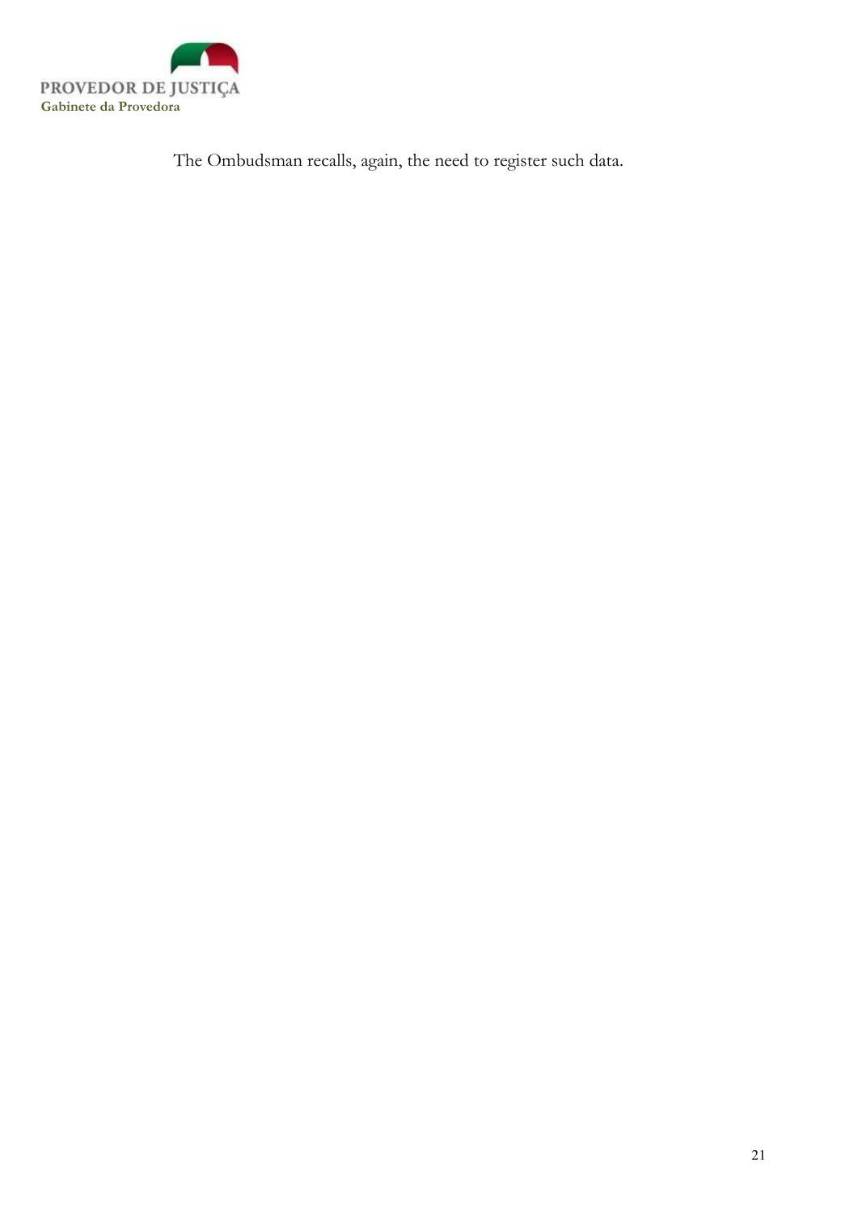The Ombudsman recalls, again, the need to register such data.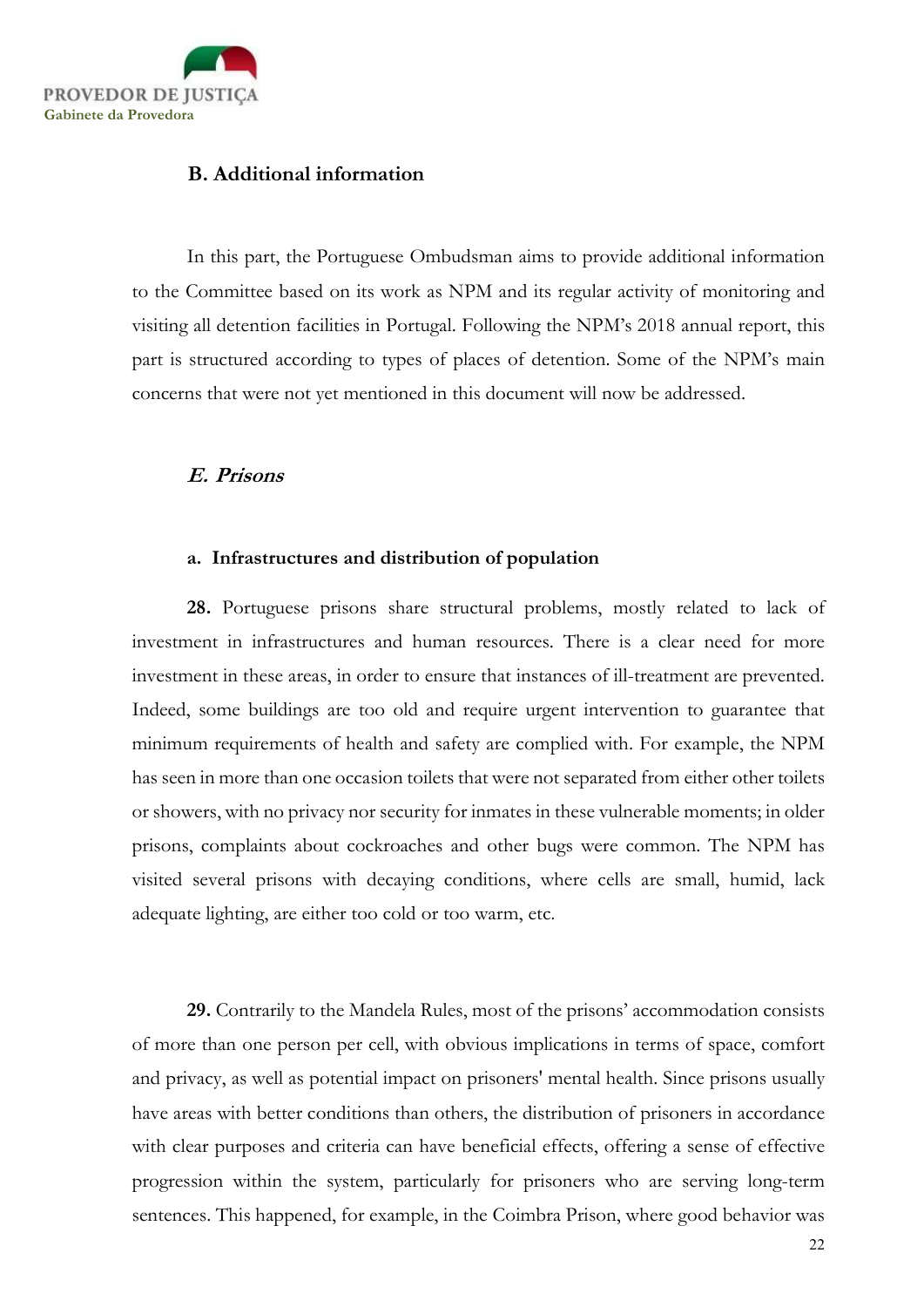## B. Additional information

In this part, the Portuguese Ombudsman aims to provide additional information to the Committee based on its work as NPM and its regular activity of monitoring and visiting all detention facilities in Portugal. Following the NPM's 2018 annual report, this part is structured according to types of places of detention. Some of the NPM's main concerns that were not yet mentioned in this document will now be addressed.

### *E. Prisons*

#### a. Infrastructures and distribution of population

**28.** Portuguese prisons share structural problems, mostly related to lack of investment in infrastructures and human resources. There is a clear need for more investment in these areas, in order to ensure that instances of ill-treatment are prevented. Indeed, some buildings are too old and require urgent intervention to guarantee that minimum requirements of health and safety are complied with. For example, the NPM has seen in more than one occasion toilets that were not separated from either other toilets or showers, with no privacy nor security for inmates in these vulnerable moments; in older prisons, complaints about cockroaches and other bugs were common. The NPM has visited several prisons with decaying conditions, where cells are small, humid, lack adequate lighting, are either too cold or too warm, etc.

**29.** Contrarily to the Mandela Rules, most of the prisons' accommodation consists of more than one person per cell, with obvious implications in terms of space, comfort and privacy, as well as potential impact on prisoners' mental health. Since prisons usually have areas with better conditions than others, the distribution of prisoners in accordance with clear purposes and criteria can have beneficial effects, offering a sense of effective progression within the system, particularly for prisoners who are serving long-term sentences. This happened, for example, in the Coimbra Prison, where good behavior was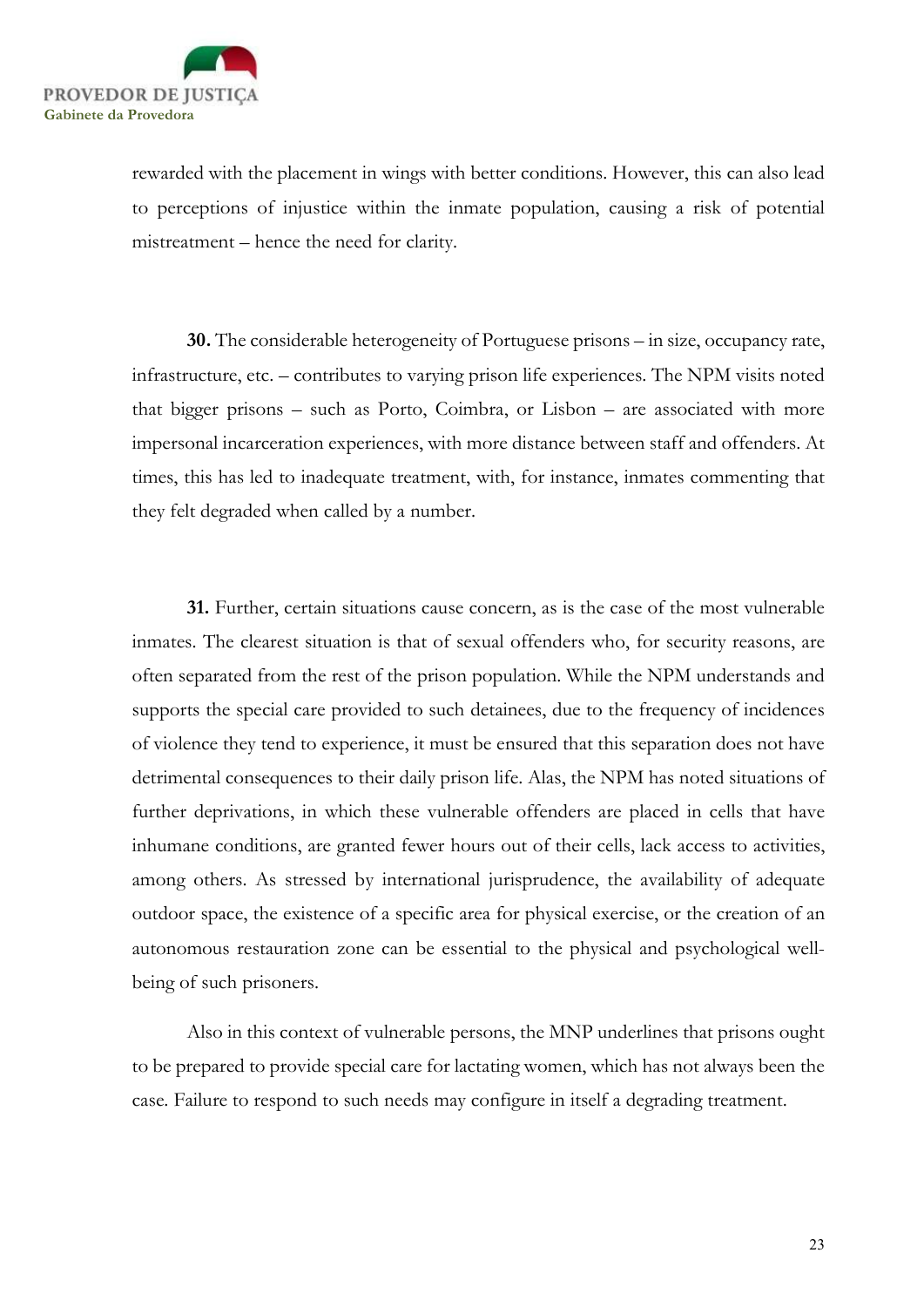rewarded with the placement in wings with better conditions. However, this can also lead to perceptions of injustice within the inmate population, causing a risk of potential mistreatment – hence the need for clarity.

**30.** The considerable heterogeneity of Portuguese prisons – in size, occupancy rate, infrastructure, etc. – contributes to varying prison life experiences. The NPM visits noted that bigger prisons – such as Porto, Coimbra, or Lisbon – are associated with more impersonal incarceration experiences, with more distance between staff and offenders. At times, this has led to inadequate treatment, with, for instance, inmates commenting that they felt degraded when called by a number.

**31.** Further, certain situations cause concern, as is the case of the most vulnerable inmates. The clearest situation is that of sexual offenders who, for security reasons, are often separated from the rest of the prison population. While the NPM understands and supports the special care provided to such detainees, due to the frequency of incidences of violence they tend to experience, it must be ensured that this separation does not have detrimental consequences to their daily prison life. Alas, the NPM has noted situations of further deprivations, in which these vulnerable offenders are placed in cells that have inhumane conditions, are granted fewer hours out of their cells, lack access to activities, among others. As stressed by international jurisprudence, the availability of adequate outdoor space, the existence of a specific area for physical exercise, or the creation of an autonomous restauration zone can be essential to the physical and psychological well-being of such prisoners.

Also in this context of vulnerable persons, the MNP underlines that prisons ought to be prepared to provide special care for lactating women, which has not always been the case. Failure to respond to such needs may configure in itself a degrading treatment.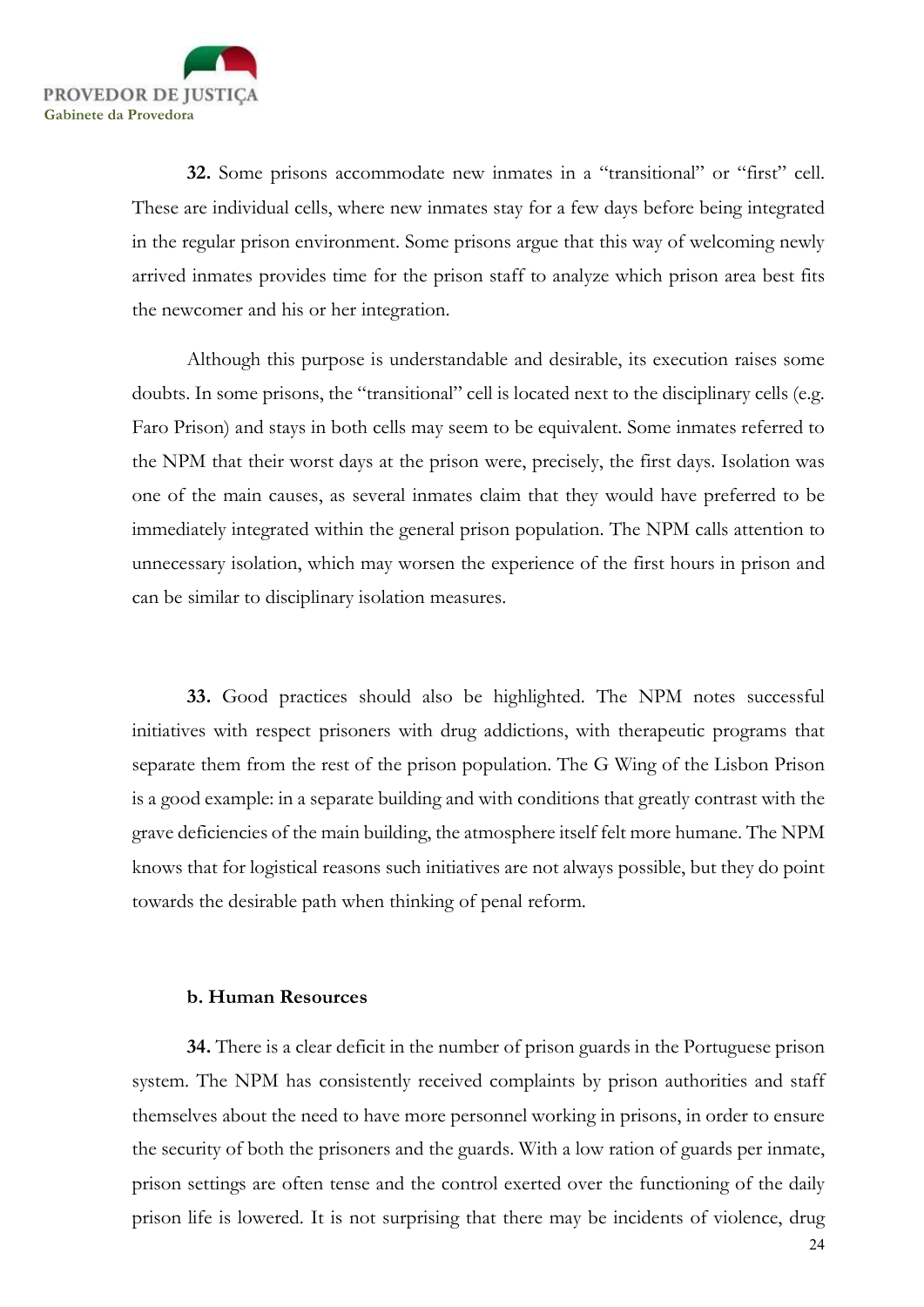**32.** Some prisons accommodate new inmates in a "transitional" or "first" cell. These are individual cells, where new inmates stay for a few days before being integrated in the regular prison environment. Some prisons argue that this way of welcoming newly arrived inmates provides time for the prison staff to analyze which prison area best fits the newcomer and his or her integration.

Although this purpose is understandable and desirable, its execution raises some doubts. In some prisons, the "transitional" cell is located next to the disciplinary cells (e.g. Faro Prison) and stays in both cells may seem to be equivalent. Some inmates referred to the NPM that their worst days at the prison were, precisely, the first days. Isolation was one of the main causes, as several inmates claim that they would have preferred to be immediately integrated within the general prison population. The NPM calls attention to unnecessary isolation, which may worsen the experience of the first hours in prison and can be similar to disciplinary isolation measures.

**33.** Good practices should also be highlighted. The NPM notes successful initiatives with respect prisoners with drug addictions, with therapeutic programs that separate them from the rest of the prison population. The G Wing of the Lisbon Prison is a good example: in a separate building and with conditions that greatly contrast with the grave deficiencies of the main building, the atmosphere itself felt more humane. The NPM knows that for logistical reasons such initiatives are not always possible, but they do point towards the desirable path when thinking of penal reform.

### b. Human Resources

**34.** There is a clear deficit in the number of prison guards in the Portuguese prison system. The NPM has consistently received complaints by prison authorities and staff themselves about the need to have more personnel working in prisons, in order to ensure the security of both the prisoners and the guards. With a low ration of guards per inmate, prison settings are often tense and the control exerted over the functioning of the daily prison life is lowered. It is not surprising that there may be incidents of violence, drug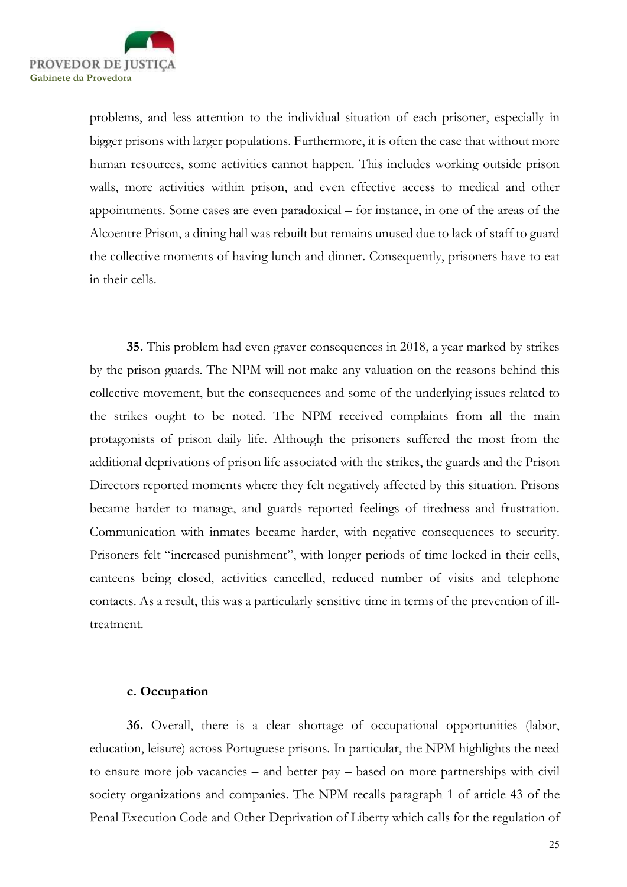problems, and less attention to the individual situation of each prisoner, especially in bigger prisons with larger populations. Furthermore, it is often the case that without more human resources, some activities cannot happen. This includes working outside prison walls, more activities within prison, and even effective access to medical and other appointments. Some cases are even paradoxical – for instance, in one of the areas of the Alcoentre Prison, a dining hall was rebuilt but remains unused due to lack of staff to guard the collective moments of having lunch and dinner. Consequently, prisoners have to eat in their cells.

**35.** This problem had even graver consequences in 2018, a year marked by strikes by the prison guards. The NPM will not make any valuation on the reasons behind this collective movement, but the consequences and some of the underlying issues related to the strikes ought to be noted. The NPM received complaints from all the main protagonists of prison daily life. Although the prisoners suffered the most from the additional deprivations of prison life associated with the strikes, the guards and the Prison Directors reported moments where they felt negatively affected by this situation. Prisons became harder to manage, and guards reported feelings of tiredness and frustration. Communication with inmates became harder, with negative consequences to security. Prisoners felt "increased punishment", with longer periods of time locked in their cells, canteens being closed, activities cancelled, reduced number of visits and telephone contacts. As a result, this was a particularly sensitive time in terms of the prevention of ill-treatment.

### c. Occupation

**36.** Overall, there is a clear shortage of occupational opportunities (labor, education, leisure) across Portuguese prisons. In particular, the NPM highlights the need to ensure more job vacancies – and better pay – based on more partnerships with civil society organizations and companies. The NPM recalls paragraph 1 of article 43 of the Penal Execution Code and Other Deprivation of Liberty which calls for the regulation of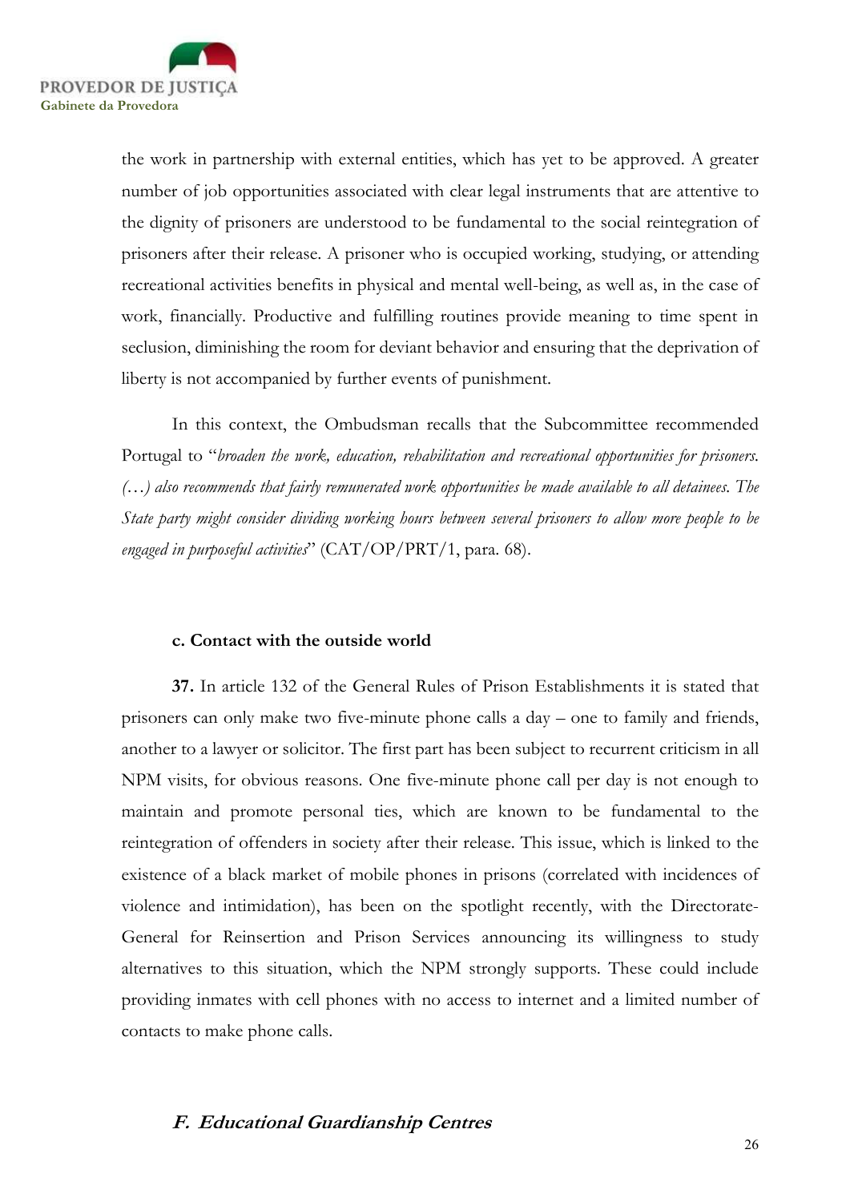the work in partnership with external entities, which has yet to be approved. A greater number of job opportunities associated with clear legal instruments that are attentive to the dignity of prisoners are understood to be fundamental to the social reintegration of prisoners after their release. A prisoner who is occupied working, studying, or attending recreational activities benefits in physical and mental well-being, as well as, in the case of work, financially. Productive and fulfilling routines provide meaning to time spent in seclusion, diminishing the room for deviant behavior and ensuring that the deprivation of liberty is not accompanied by further events of punishment.

In this context, the Ombudsman recalls that the Subcommittee recommended Portugal to "*broaden the work, education, rehabilitation and recreational opportunities for prisoners. (…) also recommends that fairly remunerated work opportunities be made available to all detainees. The State party might consider dividing working hours between several prisoners to allow more people to be engaged in purposeful activities*" (CAT/OP/PRT/1, para. 68).

#### c. Contact with the outside world

**37.** In article 132 of the General Rules of Prison Establishments it is stated that prisoners can only make two five-minute phone calls a day – one to family and friends, another to a lawyer or solicitor. The first part has been subject to recurrent criticism in all NPM visits, for obvious reasons. One five-minute phone call per day is not enough to maintain and promote personal ties, which are known to be fundamental to the reintegration of offenders in society after their release. This issue, which is linked to the existence of a black market of mobile phones in prisons (correlated with incidences of violence and intimidation), has been on the spotlight recently, with the Directorate-General for Reinsertion and Prison Services announcing its willingness to study alternatives to this situation, which the NPM strongly supports. These could include providing inmates with cell phones with no access to internet and a limited number of contacts to make phone calls.

### *F. Educational Guardianship Centres*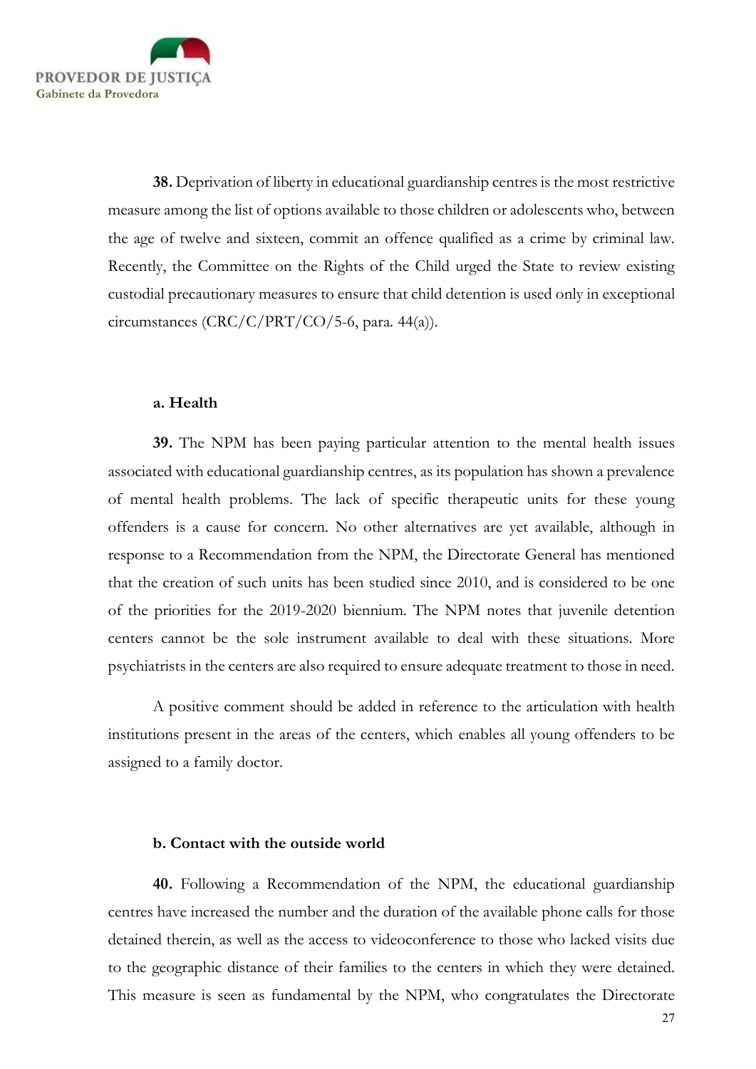**38.** Deprivation of liberty in educational guardianship centres is the most restrictive measure among the list of options available to those children or adolescents who, between the age of twelve and sixteen, commit an offence qualified as a crime by criminal law. Recently, the Committee on the Rights of the Child urged the State to review existing custodial precautionary measures to ensure that child detention is used only in exceptional circumstances (CRC/C/PRT/CO/5-6, para. 44(a)).

### a. Health

**39.** The NPM has been paying particular attention to the mental health issues associated with educational guardianship centres, as its population has shown a prevalence of mental health problems. The lack of specific therapeutic units for these young offenders is a cause for concern. No other alternatives are yet available, although in response to a Recommendation from the NPM, the Directorate General has mentioned that the creation of such units has been studied since 2010, and is considered to be one of the priorities for the 2019-2020 biennium. The NPM notes that juvenile detention centers cannot be the sole instrument available to deal with these situations. More psychiatrists in the centers are also required to ensure adequate treatment to those in need.

A positive comment should be added in reference to the articulation with health institutions present in the areas of the centers, which enables all young offenders to be assigned to a family doctor.

### b. Contact with the outside world

**40.** Following a Recommendation of the NPM, the educational guardianship centres have increased the number and the duration of the available phone calls for those detained therein, as well as the access to videoconference to those who lacked visits due to the geographic distance of their families to the centers in which they were detained. This measure is seen as fundamental by the NPM, who congratulates the Directorate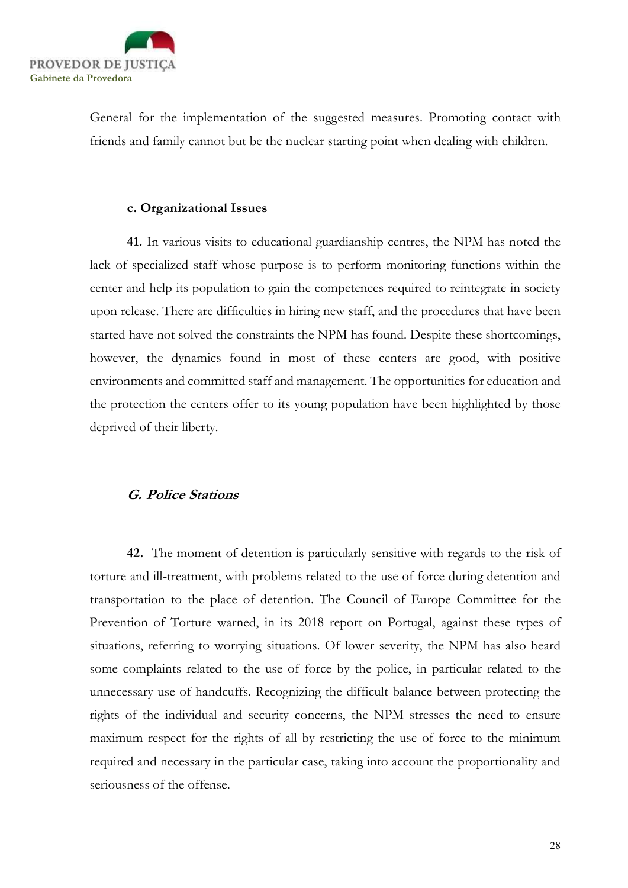General for the implementation of the suggested measures. Promoting contact with friends and family cannot but be the nuclear starting point when dealing with children.

#### c. Organizational Issues

**41.** In various visits to educational guardianship centres, the NPM has noted the lack of specialized staff whose purpose is to perform monitoring functions within the center and help its population to gain the competences required to reintegrate in society upon release. There are difficulties in hiring new staff, and the procedures that have been started have not solved the constraints the NPM has found. Despite these shortcomings, however, the dynamics found in most of these centers are good, with positive environments and committed staff and management. The opportunities for education and the protection the centers offer to its young population have been highlighted by those deprived of their liberty.

### *G. Police Stations*

**42.** The moment of detention is particularly sensitive with regards to the risk of torture and ill-treatment, with problems related to the use of force during detention and transportation to the place of detention. The Council of Europe Committee for the Prevention of Torture warned, in its 2018 report on Portugal, against these types of situations, referring to worrying situations. Of lower severity, the NPM has also heard some complaints related to the use of force by the police, in particular related to the unnecessary use of handcuffs. Recognizing the difficult balance between protecting the rights of the individual and security concerns, the NPM stresses the need to ensure maximum respect for the rights of all by restricting the use of force to the minimum required and necessary in the particular case, taking into account the proportionality and seriousness of the offense.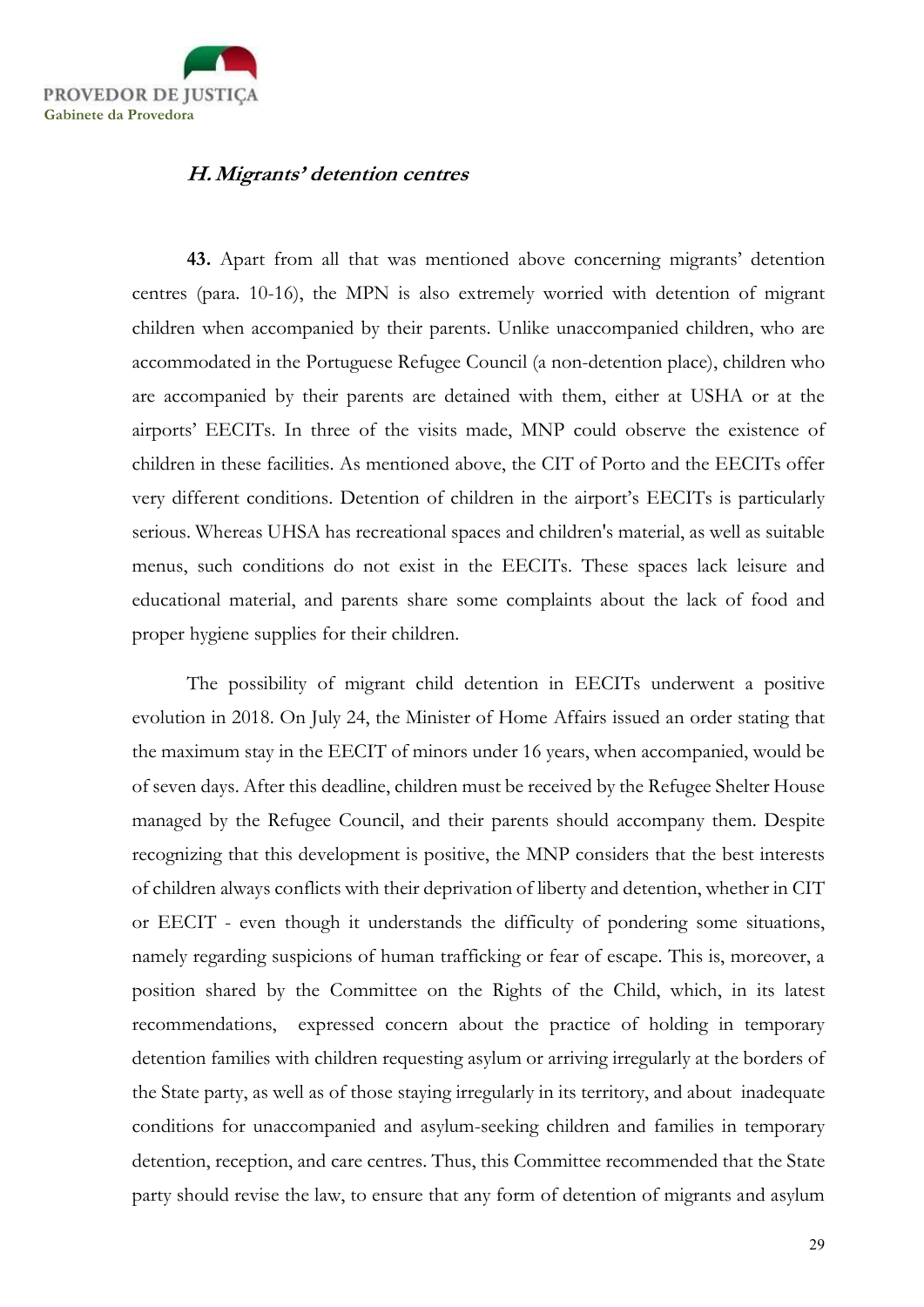### *H. Migrants' detention centres*

**43.** Apart from all that was mentioned above concerning migrants' detention centres (para. 10-16), the MPN is also extremely worried with detention of migrant children when accompanied by their parents. Unlike unaccompanied children, who are accommodated in the Portuguese Refugee Council (a non-detention place), children who are accompanied by their parents are detained with them, either at USHA or at the airports' EECITs. In three of the visits made, MNP could observe the existence of children in these facilities. As mentioned above, the CIT of Porto and the EECITs offer very different conditions. Detention of children in the airport's EECITs is particularly serious. Whereas UHSA has recreational spaces and children's material, as well as suitable menus, such conditions do not exist in the EECITs. These spaces lack leisure and educational material, and parents share some complaints about the lack of food and proper hygiene supplies for their children.

The possibility of migrant child detention in EECITs underwent a positive evolution in 2018. On July 24, the Minister of Home Affairs issued an order stating that the maximum stay in the EECIT of minors under 16 years, when accompanied, would be of seven days. After this deadline, children must be received by the Refugee Shelter House managed by the Refugee Council, and their parents should accompany them. Despite recognizing that this development is positive, the MNP considers that the best interests of children always conflicts with their deprivation of liberty and detention, whether in CIT or EECIT - even though it understands the difficulty of pondering some situations, namely regarding suspicions of human trafficking or fear of escape. This is, moreover, a position shared by the Committee on the Rights of the Child, which, in its latest recommendations, expressed concern about the practice of holding in temporary detention families with children requesting asylum or arriving irregularly at the borders of the State party, as well as of those staying irregularly in its territory, and about inadequate conditions for unaccompanied and asylum-seeking children and families in temporary detention, reception, and care centres. Thus, this Committee recommended that the State party should revise the law, to ensure that any form of detention of migrants and asylum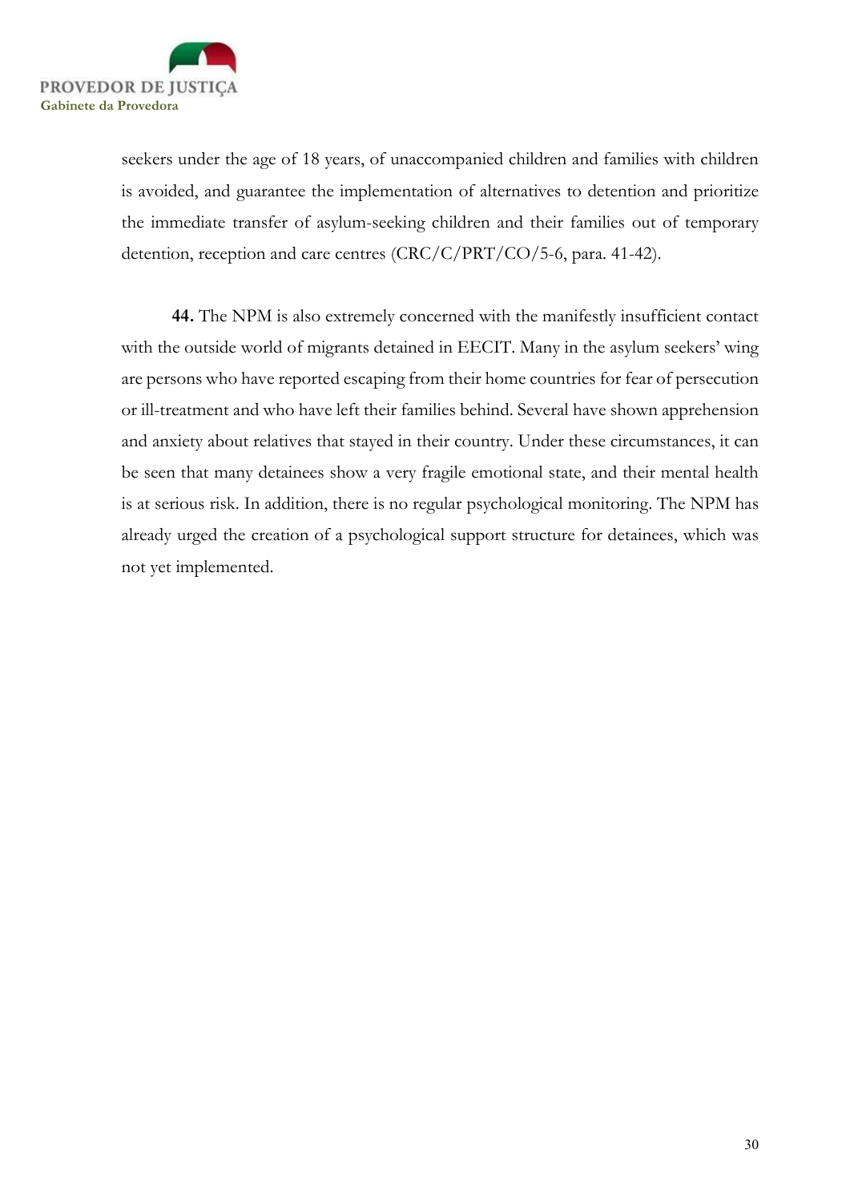seekers under the age of 18 years, of unaccompanied children and families with children is avoided, and guarantee the implementation of alternatives to detention and prioritize the immediate transfer of asylum-seeking children and their families out of temporary detention, reception and care centres (CRC/C/PRT/CO/5-6, para. 41-42).

**44.** The NPM is also extremely concerned with the manifestly insufficient contact with the outside world of migrants detained in EECIT. Many in the asylum seekers' wing are persons who have reported escaping from their home countries for fear of persecution or ill-treatment and who have left their families behind. Several have shown apprehension and anxiety about relatives that stayed in their country. Under these circumstances, it can be seen that many detainees show a very fragile emotional state, and their mental health is at serious risk. In addition, there is no regular psychological monitoring. The NPM has already urged the creation of a psychological support structure for detainees, which was not yet implemented.